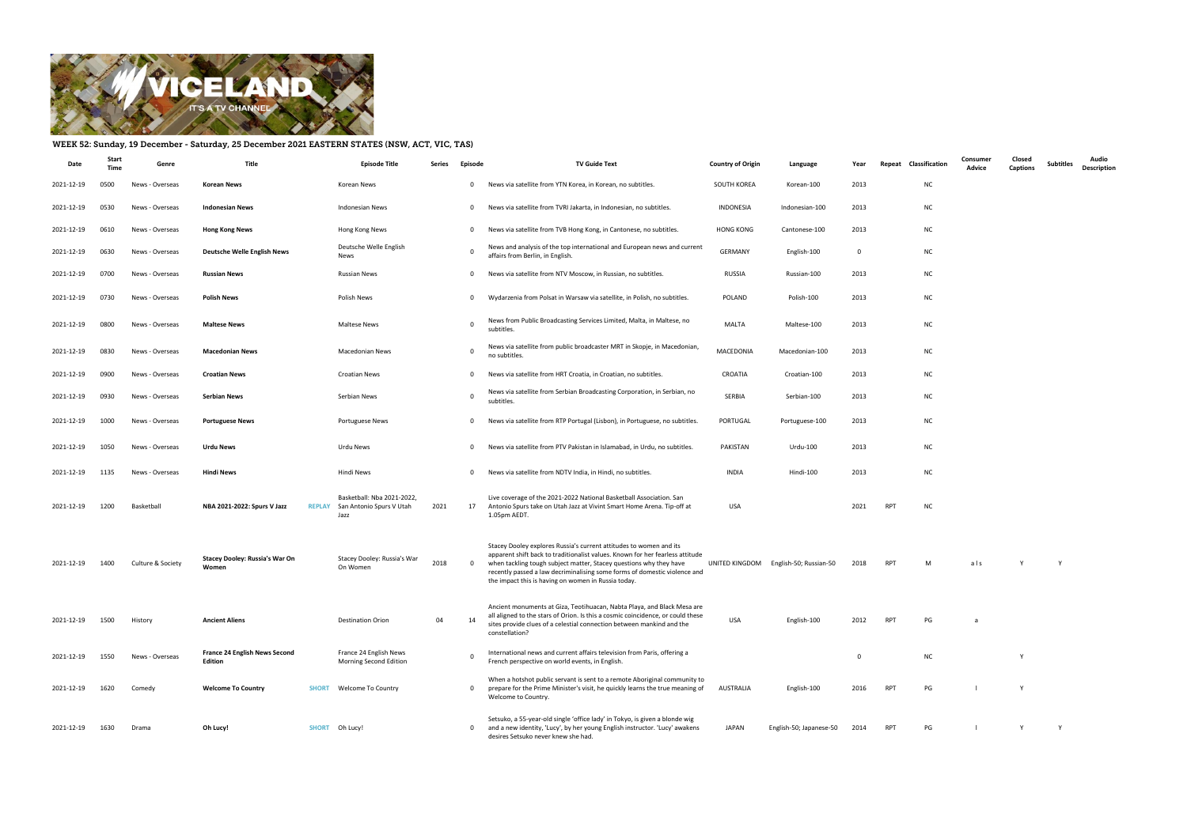## WEEK 52: Sunday, 19 December - Saturday, 25 December 2021 EASTERN STATES (NSW, ACT, VIC, TAS)

| Date | Start Time | Genre | Title | | Episode Title | Series | Episode | TV Guide Text | Country of Origin | Language | Year | Repeat | Classification | Consumer Advice | Closed Captions | Subtitles | Audio Description |
|---|---|---|---|---|---|---|---|---|---|---|---|---|---|---|---|---|---|
| 2021-12-19 | 0500 | News - Overseas | **Korean News** | | Korean News | | 0 | News via satellite from YTN Korea, in Korean, no subtitles. | SOUTH KOREA | Korean-100 | 2013 | | NC | | | | |
| 2021-12-19 | 0530 | News - Overseas | **Indonesian News** | | Indonesian News | | 0 | News via satellite from TVRI Jakarta, in Indonesian, no subtitles. | INDONESIA | Indonesian-100 | 2013 | | NC | | | | |
| 2021-12-19 | 0610 | News - Overseas | **Hong Kong News** | | Hong Kong News | | 0 | News via satellite from TVB Hong Kong, in Cantonese, no subtitles. | HONG KONG | Cantonese-100 | 2013 | | NC | | | | |
| 2021-12-19 | 0630 | News - Overseas | **Deutsche Welle English News** | | Deutsche Welle English News | | 0 | News and analysis of the top international and European news and current affairs from Berlin, in English. | GERMANY | English-100 | 0 | | NC | | | | |
| 2021-12-19 | 0700 | News - Overseas | **Russian News** | | Russian News | | 0 | News via satellite from NTV Moscow, in Russian, no subtitles. | RUSSIA | Russian-100 | 2013 | | NC | | | | |
| 2021-12-19 | 0730 | News - Overseas | **Polish News** | | Polish News | | 0 | Wydarzenia from Polsat in Warsaw via satellite, in Polish, no subtitles. | POLAND | Polish-100 | 2013 | | NC | | | | |
| 2021-12-19 | 0800 | News - Overseas | **Maltese News** | | Maltese News | | 0 | News from Public Broadcasting Services Limited, Malta, in Maltese, no subtitles. | MALTA | Maltese-100 | 2013 | | NC | | | | |
| 2021-12-19 | 0830 | News - Overseas | **Macedonian News** | | Macedonian News | | 0 | News via satellite from public broadcaster MRT in Skopje, in Macedonian, no subtitles. | MACEDONIA | Macedonian-100 | 2013 | | NC | | | | |
| 2021-12-19 | 0900 | News - Overseas | **Croatian News** | | Croatian News | | 0 | News via satellite from HRT Croatia, in Croatian, no subtitles. | CROATIA | Croatian-100 | 2013 | | NC | | | | |
| 2021-12-19 | 0930 | News - Overseas | **Serbian News** | | Serbian News | | 0 | News via satellite from Serbian Broadcasting Corporation, in Serbian, no subtitles. | SERBIA | Serbian-100 | 2013 | | NC | | | | |
| 2021-12-19 | 1000 | News - Overseas | **Portuguese News** | | Portuguese News | | 0 | News via satellite from RTP Portugal (Lisbon), in Portuguese, no subtitles. | PORTUGAL | Portuguese-100 | 2013 | | NC | | | | |
| 2021-12-19 | 1050 | News - Overseas | **Urdu News** | | Urdu News | | 0 | News via satellite from PTV Pakistan in Islamabad, in Urdu, no subtitles. | PAKISTAN | Urdu-100 | 2013 | | NC | | | | |
| 2021-12-19 | 1135 | News - Overseas | **Hindi News** | | Hindi News | | 0 | News via satellite from NDTV India, in Hindi, no subtitles. | INDIA | Hindi-100 | 2013 | | NC | | | | |
| 2021-12-19 | 1200 | Basketball | **NBA 2021-2022: Spurs V Jazz** | REPLAY | Basketball: Nba 2021-2022, San Antonio Spurs V Utah Jazz | 2021 | 17 | Live coverage of the 2021-2022 National Basketball Association. San Antonio Spurs take on Utah Jazz at Vivint Smart Home Arena. Tip-off at 1.05pm AEDT. | USA | | 2021 | RPT | NC | | | | |
| 2021-12-19 | 1400 | Culture & Society | **Stacey Dooley: Russia's War On Women** | | Stacey Dooley: Russia's War On Women | 2018 | 0 | Stacey Dooley explores Russia's current attitudes to women and its apparent shift back to traditionalist values. Known for her fearless attitude when tackling tough subject matter, Stacey questions why they have recently passed a law decriminalising some forms of domestic violence and the impact this is having on women in Russia today. | UNITED KINGDOM | English-50; Russian-50 | 2018 | RPT | M | a l s | Y | Y | |
| 2021-12-19 | 1500 | History | **Ancient Aliens** | | Destination Orion | 04 | 14 | Ancient monuments at Giza, Teotihuacan, Nabta Playa, and Black Mesa are all aligned to the stars of Orion. Is this a cosmic coincidence, or could these sites provide clues of a celestial connection between mankind and the constellation? | USA | English-100 | 2012 | RPT | PG | a | | | |
| 2021-12-19 | 1550 | News - Overseas | **France 24 English News Second Edition** | | France 24 English News Morning Second Edition | | 0 | International news and current affairs television from Paris, offering a French perspective on world events, in English. | | | 0 | | NC | | Y | | |
| 2021-12-19 | 1620 | Comedy | **Welcome To Country** | SHORT | Welcome To Country | | 0 | When a hotshot public servant is sent to a remote Aboriginal community to prepare for the Prime Minister's visit, he quickly learns the true meaning of Welcome to Country. | AUSTRALIA | English-100 | 2016 | RPT | PG | l | Y | | |
| 2021-12-19 | 1630 | Drama | **Oh Lucy!** | SHORT | Oh Lucy! | | 0 | Setsuko, a 55-year-old single 'office lady' in Tokyo, is given a blonde wig and a new identity, 'Lucy', by her young English instructor. 'Lucy' awakens desires Setsuko never knew she had. | JAPAN | English-50; Japanese-50 | 2014 | RPT | PG | l | Y | Y | |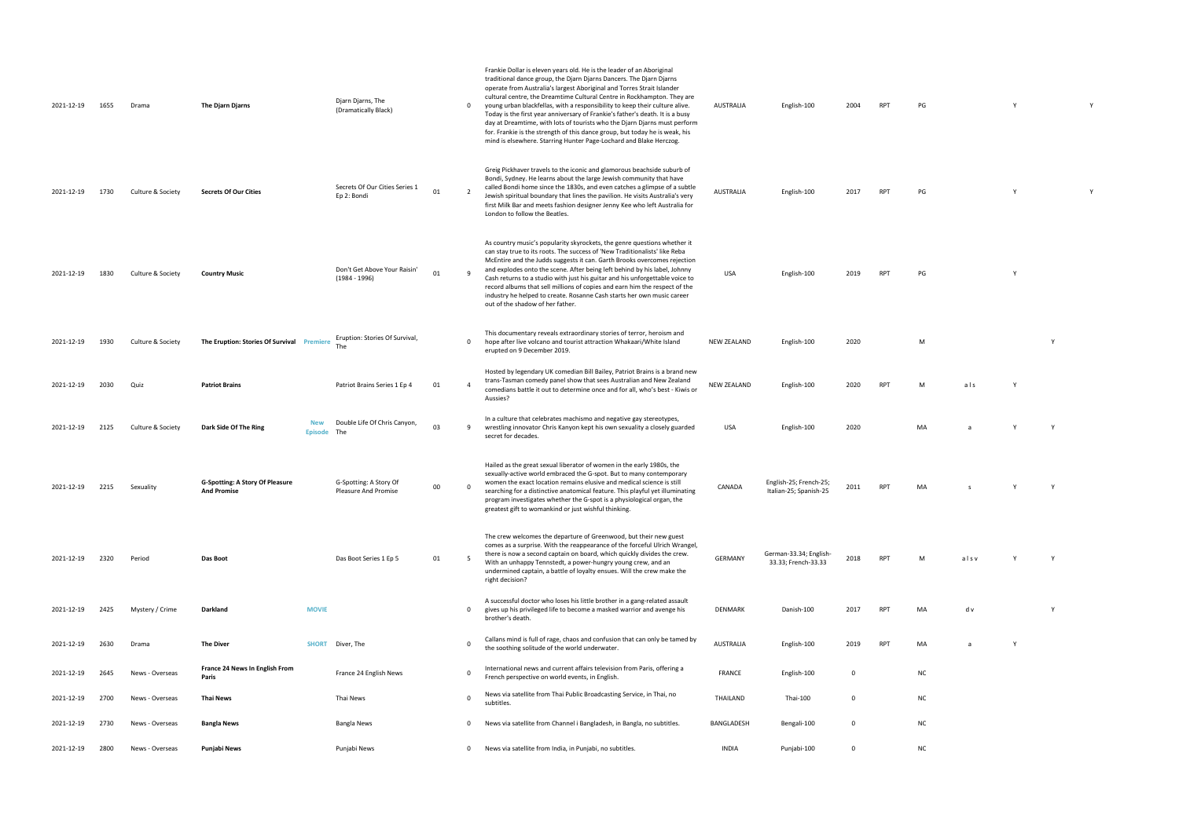| | | | | | | | | | | | | | | | | | | |
|---|---|---|---|---|---|---|---|---|---|---|---|---|---|---|---|---|---|---|
| 2021-12-19 | 1655 | Drama | **The Djarn Djarns** | | Djarn Djarns, The (Dramatically Black) | | 0 | Frankie Dollar is eleven years old. He is the leader of an Aboriginal traditional dance group, the Djarn Djarns Dancers. The Djarn Djarns operate from Australia's largest Aboriginal and Torres Strait Islander cultural centre, the Dreamtime Cultural Centre in Rockhampton. They are young urban blackfellas, with a responsibility to keep their culture alive. Today is the first year anniversary of Frankie's father's death. It is a busy day at Dreamtime, with lots of tourists who the Djarn Djarns must perform for. Frankie is the strength of this dance group, but today he is weak, his mind is elsewhere. Starring Hunter Page-Lochard and Blake Herczog. | AUSTRALIA | English-100 | 2004 | RPT | PG | | Y | | Y |
| 2021-12-19 | 1730 | Culture & Society | **Secrets Of Our Cities** | | Secrets Of Our Cities Series 1 Ep 2: Bondi | 01 | 2 | Greig Pickhaver travels to the iconic and glamorous beachside suburb of Bondi, Sydney. He learns about the large Jewish community that have called Bondi home since the 1830s, and even catches a glimpse of a subtle Jewish spiritual boundary that lines the pavilion. He visits Australia's very first Milk Bar and meets fashion designer Jenny Kee who left Australia for London to follow the Beatles. | AUSTRALIA | English-100 | 2017 | RPT | PG | | Y | | Y |
| 2021-12-19 | 1830 | Culture & Society | **Country Music** | | Don't Get Above Your Raisin' (1984 - 1996) | 01 | 9 | As country music's popularity skyrockets, the genre questions whether it can stay true to its roots. The success of 'New Traditionalists' like Reba McEntire and the Judds suggests it can. Garth Brooks overcomes rejection and explodes onto the scene. After being left behind by his label, Johnny Cash returns to a studio with just his guitar and his unforgettable voice to record albums that sell millions of copies and earn him the respect of the industry he helped to create. Rosanne Cash starts her own music career out of the shadow of her father. | USA | English-100 | 2019 | RPT | PG | | Y | | |
| 2021-12-19 | 1930 | Culture & Society | **The Eruption: Stories Of Survival** | Premiere | Eruption: Stories Of Survival, The | | 0 | This documentary reveals extraordinary stories of terror, heroism and hope after live volcano and tourist attraction Whakaari/White Island erupted on 9 December 2019. | NEW ZEALAND | English-100 | 2020 | | M | | | Y | |
| 2021-12-19 | 2030 | Quiz | **Patriot Brains** | | Patriot Brains Series 1 Ep 4 | 01 | 4 | Hosted by legendary UK comedian Bill Bailey, Patriot Brains is a brand new trans-Tasman comedy panel show that sees Australian and New Zealand comedians battle it out to determine once and for all, who's best - Kiwis or Aussies? | NEW ZEALAND | English-100 | 2020 | RPT | M | a l s | Y | | |
| 2021-12-19 | 2125 | Culture & Society | **Dark Side Of The Ring** | New Episode | Double Life Of Chris Canyon, The | 03 | 9 | In a culture that celebrates machismo and negative gay stereotypes, wrestling innovator Chris Kanyon kept his own sexuality a closely guarded secret for decades. | USA | English-100 | 2020 | | MA | a | Y | Y | |
| 2021-12-19 | 2215 | Sexuality | **G-Spotting: A Story Of Pleasure And Promise** | | G-Spotting: A Story Of Pleasure And Promise | 00 | 0 | Hailed as the great sexual liberator of women in the early 1980s, the sexually-active world embraced the G-spot. But to many contemporary women the exact location remains elusive and medical science is still searching for a distinctive anatomical feature. This playful yet illuminating program investigates whether the G-spot is a physiological organ, the greatest gift to womankind or just wishful thinking. | CANADA | English-25; French-25; Italian-25; Spanish-25 | 2011 | RPT | MA | s | Y | Y | |
| 2021-12-19 | 2320 | Period | **Das Boot** | | Das Boot Series 1 Ep 5 | 01 | 5 | The crew welcomes the departure of Greenwood, but their new guest comes as a surprise. With the reappearance of the forceful Ulrich Wrangel, there is now a second captain on board, which quickly divides the crew. With an unhappy Tennstedt, a power-hungry young crew, and an undermined captain, a battle of loyalty ensues. Will the crew make the right decision? | GERMANY | German-33.34; English-33.33; French-33.33 | 2018 | RPT | M | a l s v | Y | Y | |
| 2021-12-19 | 2425 | Mystery / Crime | **Darkland** | MOVIE | | | 0 | A successful doctor who loses his little brother in a gang-related assault gives up his privileged life to become a masked warrior and avenge his brother's death. | DENMARK | Danish-100 | 2017 | RPT | MA | d v | | Y | |
| 2021-12-19 | 2630 | Drama | **The Diver** | SHORT | Diver, The | | 0 | Callans mind is full of rage, chaos and confusion that can only be tamed by the soothing solitude of the world underwater. | AUSTRALIA | English-100 | 2019 | RPT | MA | a | Y | | |
| 2021-12-19 | 2645 | News - Overseas | **France 24 News In English From Paris** | | France 24 English News | | 0 | International news and current affairs television from Paris, offering a French perspective on world events, in English. | FRANCE | English-100 | 0 | | NC | | | | |
| 2021-12-19 | 2700 | News - Overseas | **Thai News** | | Thai News | | 0 | News via satellite from Thai Public Broadcasting Service, in Thai, no subtitles. | THAILAND | Thai-100 | 0 | | NC | | | | |
| 2021-12-19 | 2730 | News - Overseas | **Bangla News** | | Bangla News | | 0 | News via satellite from Channel i Bangladesh, in Bangla, no subtitles. | BANGLADESH | Bengali-100 | 0 | | NC | | | | |
| 2021-12-19 | 2800 | News - Overseas | **Punjabi News** | | Punjabi News | | 0 | News via satellite from India, in Punjabi, no subtitles. | INDIA | Punjabi-100 | 0 | | NC | | | | |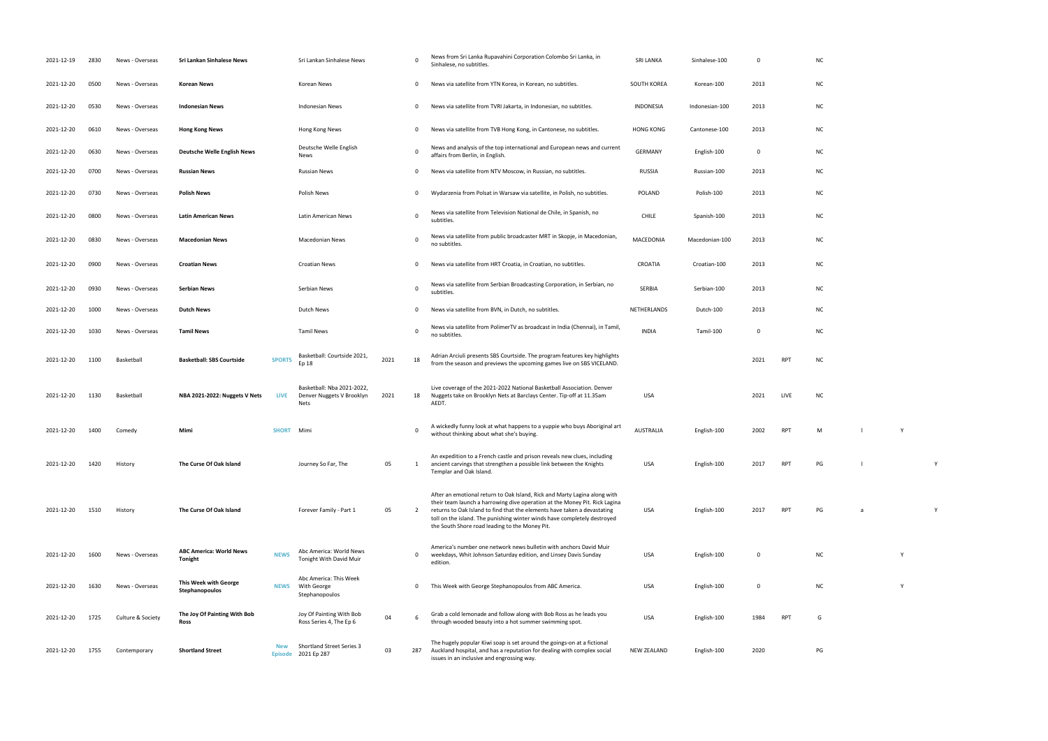| | | | | | | | | | | | | | | | | | |
|---|---|---|---|---|---|---|---|---|---|---|---|---|---|---|---|---|---|
| 2021-12-19 | 2830 | News - Overseas | **Sri Lankan Sinhalese News** | | Sri Lankan Sinhalese News | | 0 | News from Sri Lanka Rupavahini Corporation Colombo Sri Lanka, in Sinhalese, no subtitles. | SRI LANKA | Sinhalese-100 | 0 | | NC | | | | |
| 2021-12-20 | 0500 | News - Overseas | **Korean News** | | Korean News | | 0 | News via satellite from YTN Korea, in Korean, no subtitles. | SOUTH KOREA | Korean-100 | 2013 | | NC | | | | |
| 2021-12-20 | 0530 | News - Overseas | **Indonesian News** | | Indonesian News | | 0 | News via satellite from TVRI Jakarta, in Indonesian, no subtitles. | INDONESIA | Indonesian-100 | 2013 | | NC | | | | |
| 2021-12-20 | 0610 | News - Overseas | **Hong Kong News** | | Hong Kong News | | 0 | News via satellite from TVB Hong Kong, in Cantonese, no subtitles. | HONG KONG | Cantonese-100 | 2013 | | NC | | | | |
| 2021-12-20 | 0630 | News - Overseas | **Deutsche Welle English News** | | Deutsche Welle English News | | 0 | News and analysis of the top international and European news and current affairs from Berlin, in English. | GERMANY | English-100 | 0 | | NC | | | | |
| 2021-12-20 | 0700 | News - Overseas | **Russian News** | | Russian News | | 0 | News via satellite from NTV Moscow, in Russian, no subtitles. | RUSSIA | Russian-100 | 2013 | | NC | | | | |
| 2021-12-20 | 0730 | News - Overseas | **Polish News** | | Polish News | | 0 | Wydarzenia from Polsat in Warsaw via satellite, in Polish, no subtitles. | POLAND | Polish-100 | 2013 | | NC | | | | |
| 2021-12-20 | 0800 | News - Overseas | **Latin American News** | | Latin American News | | 0 | News via satellite from Television National de Chile, in Spanish, no subtitles. | CHILE | Spanish-100 | 2013 | | NC | | | | |
| 2021-12-20 | 0830 | News - Overseas | **Macedonian News** | | Macedonian News | | 0 | News via satellite from public broadcaster MRT in Skopje, in Macedonian, no subtitles. | MACEDONIA | Macedonian-100 | 2013 | | NC | | | | |
| 2021-12-20 | 0900 | News - Overseas | **Croatian News** | | Croatian News | | 0 | News via satellite from HRT Croatia, in Croatian, no subtitles. | CROATIA | Croatian-100 | 2013 | | NC | | | | |
| 2021-12-20 | 0930 | News - Overseas | **Serbian News** | | Serbian News | | 0 | News via satellite from Serbian Broadcasting Corporation, in Serbian, no subtitles. | SERBIA | Serbian-100 | 2013 | | NC | | | | |
| 2021-12-20 | 1000 | News - Overseas | **Dutch News** | | Dutch News | | 0 | News via satellite from BVN, in Dutch, no subtitles. | NETHERLANDS | Dutch-100 | 2013 | | NC | | | | |
| 2021-12-20 | 1030 | News - Overseas | **Tamil News** | | Tamil News | | 0 | News via satellite from PolimerTV as broadcast in India (Chennai), in Tamil, no subtitles. | INDIA | Tamil-100 | 0 | | NC | | | | |
| 2021-12-20 | 1100 | Basketball | **Basketball: SBS Courtside** | SPORTS | Basketball: Courtside 2021, Ep 18 | 2021 | 18 | Adrian Arciuli presents SBS Courtside. The program features key highlights from the season and previews the upcoming games live on SBS VICELAND. | | | 2021 | RPT | NC | | | | |
| 2021-12-20 | 1130 | Basketball | **NBA 2021-2022: Nuggets V Nets** | LIVE | Basketball: Nba 2021-2022, Denver Nuggets V Brooklyn Nets | 2021 | 18 | Live coverage of the 2021-2022 National Basketball Association. Denver Nuggets take on Brooklyn Nets at Barclays Center. Tip-off at 11.35am AEDT. | USA | | 2021 | LIVE | NC | | | | |
| 2021-12-20 | 1400 | Comedy | **Mimi** | SHORT | Mimi | | 0 | A wickedly funny look at what happens to a yuppie who buys Aboriginal art without thinking about what she's buying. | AUSTRALIA | English-100 | 2002 | RPT | M | l | | Y | |
| 2021-12-20 | 1420 | History | **The Curse Of Oak Island** | | Journey So Far, The | 05 | 1 | An expedition to a French castle and prison reveals new clues, including ancient carvings that strengthen a possible link between the Knights Templar and Oak Island. | USA | English-100 | 2017 | RPT | PG | l | | | Y |
| 2021-12-20 | 1510 | History | **The Curse Of Oak Island** | | Forever Family - Part 1 | 05 | 2 | After an emotional return to Oak Island, Rick and Marty Lagina along with their team launch a harrowing dive operation at the Money Pit. Rick Lagina returns to Oak Island to find that the elements have taken a devastating toll on the island. The punishing winter winds have completely destroyed the South Shore road leading to the Money Pit. | USA | English-100 | 2017 | RPT | PG | a | | | Y |
| 2021-12-20 | 1600 | News - Overseas | **Abc America: World News Tonight** | NEWS | Abc America: World News Tonight With David Muir | | 0 | America's number one network news bulletin with anchors David Muir weekdays, Whit Johnson Saturday edition, and Linsey Davis Sunday edition. | USA | English-100 | 0 | | NC | | | Y | |
| 2021-12-20 | 1630 | News - Overseas | **This Week with George Stephanopoulos** | NEWS | Abc America: This Week With George Stephanopoulos | | 0 | This Week with George Stephanopoulos from ABC America. | USA | English-100 | 0 | | NC | | | Y | |
| 2021-12-20 | 1725 | Culture & Society | **The Joy Of Painting With Bob Ross** | | Joy Of Painting With Bob Ross Series 4, The Ep 6 | 04 | 6 | Grab a cold lemonade and follow along with Bob Ross as he leads you through wooded beauty into a hot summer swimming spot. | USA | English-100 | 1984 | RPT | G | | | | |
| 2021-12-20 | 1755 | Contemporary | **Shortland Street** | New Episode | Shortland Street Series 3 2021 Ep 287 | 03 | 287 | The hugely popular Kiwi soap is set around the goings-on at a fictional Auckland hospital, and has a reputation for dealing with complex social issues in an inclusive and engrossing way. | NEW ZEALAND | English-100 | 2020 | | PG | | | | |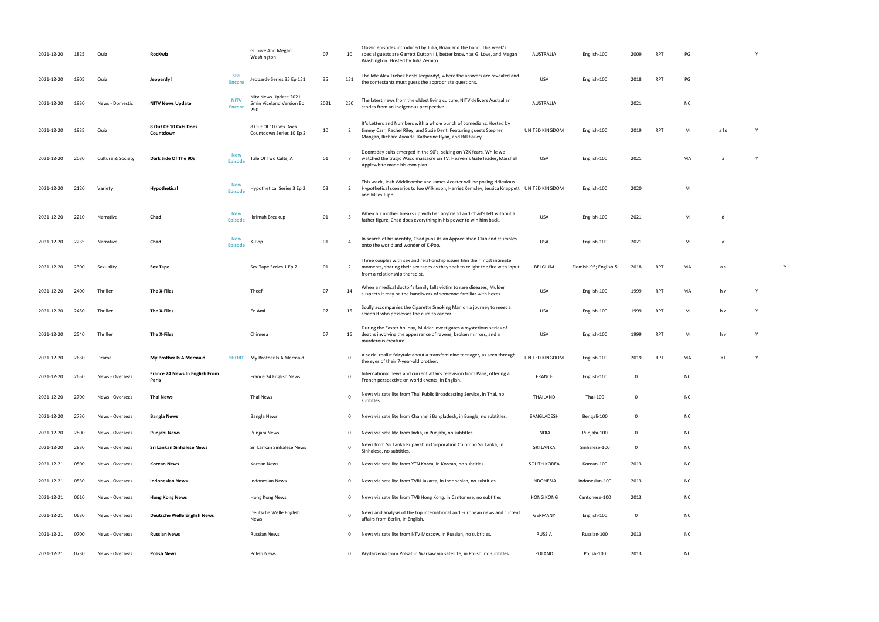| | | | | | | | | | | | | | | | | |
|---|---|---|---|---|---|---|---|---|---|---|---|---|---|---|---|---|
| 2021-12-20 | 1825 | Quiz | **RocKwiz** | | G. Love And Megan Washington | 07 | 10 | Classic episodes introduced by Julia, Brian and the band. This week's special guests are Garrett Dutton III, better known as G. Love, and Megan Washington. Hosted by Julia Zemiro. | AUSTRALIA | English-100 | 2009 | RPT | PG | | Y | |
| 2021-12-20 | 1905 | Quiz | **Jeopardy!** | SBS Encore | Jeopardy Series 35 Ep 151 | 35 | 151 | The late Alex Trebek hosts Jeopardy!, where the answers are revealed and the contestants must guess the appropriate questions. | USA | English-100 | 2018 | RPT | PG | | | |
| 2021-12-20 | 1930 | News - Domestic | **NITV News Update** | NITV Encore | Nitv News Update 2021 5min Viceland Version Ep 250 | 2021 | 250 | The latest news from the oldest living culture, NITV delivers Australian stories from an Indigenous perspective. | AUSTRALIA | | 2021 | | NC | | | |
| 2021-12-20 | 1935 | Quiz | **8 Out Of 10 Cats Does Countdown** | | 8 Out Of 10 Cats Does Countdown Series 10 Ep 2 | 10 | 2 | It's Letters and Numbers with a whole bunch of comedians. Hosted by Jimmy Carr, Rachel Riley, and Susie Dent. Featuring guests Stephen Mangan, Richard Ayoade, Katherine Ryan, and Bill Bailey. | UNITED KINGDOM | English-100 | 2019 | RPT | M | a l s | Y | |
| 2021-12-20 | 2030 | Culture & Society | **Dark Side Of The 90s** | New Episode | Tale Of Two Cults, A | 01 | 7 | Doomsday cults emerged in the 90's, seizing on Y2K fears. While we watched the tragic Waco massacre on TV, Heaven's Gate leader, Marshall Applewhite made his own plan. | USA | English-100 | 2021 | | MA | a | Y | |
| 2021-12-20 | 2120 | Variety | **Hypothetical** | New Episode | Hypothetical Series 3 Ep 2 | 03 | 2 | This week, Josh Widdicombe and James Acaster will be posing ridiculous Hypothetical scenarios to Joe Wilkinson, Harriet Kemsley, Jessica Knappett and Miles Jupp. | UNITED KINGDOM | English-100 | 2020 | | M | | | |
| 2021-12-20 | 2210 | Narrative | **Chad** | New Episode | Ikrimah Breakup | 01 | 3 | When his mother breaks up with her boyfriend and Chad's left without a father figure, Chad does everything in his power to win him back. | USA | English-100 | 2021 | | M | d | | |
| 2021-12-20 | 2235 | Narrative | **Chad** | New Episode | K-Pop | 01 | 4 | In search of his identity, Chad joins Asian Appreciation Club and stumbles onto the world and wonder of K-Pop. | USA | English-100 | 2021 | | M | a | | |
| 2021-12-20 | 2300 | Sexuality | **Sex Tape** | | Sex Tape Series 1 Ep 2 | 01 | 2 | Three couples with sex and relationship issues film their most intimate moments, sharing their sex tapes as they seek to relight the fire with input from a relationship therapist. | BELGIUM | Flemish-95; English-5 | 2018 | RPT | MA | a s | | Y |
| 2021-12-20 | 2400 | Thriller | **The X-Files** | | Theef | 07 | 14 | When a medical doctor's family falls victim to rare diseases, Mulder suspects it may be the handiwork of someone familiar with hexes. | USA | English-100 | 1999 | RPT | MA | h v | Y | |
| 2021-12-20 | 2450 | Thriller | **The X-Files** | | En Ami | 07 | 15 | Scully accompanies the Cigarette Smoking Man on a journey to meet a scientist who possesses the cure to cancer. | USA | English-100 | 1999 | RPT | M | h v | Y | |
| 2021-12-20 | 2540 | Thriller | **The X-Files** | | Chimera | 07 | 16 | During the Easter holiday, Mulder investigates a mysterious series of deaths involving the appearance of ravens, broken mirrors, and a murderous creature. | USA | English-100 | 1999 | RPT | M | h v | Y | |
| 2021-12-20 | 2630 | Drama | **My Brother Is A Mermaid** | SHORT | My Brother Is A Mermaid | | 0 | A social realist fairytale about a transfeminine teenager, as seen through the eyes of their 7-year-old brother. | UNITED KINGDOM | English-100 | 2019 | RPT | MA | a l | Y | |
| 2021-12-20 | 2650 | News - Overseas | **France 24 News In English From Paris** | | France 24 English News | | 0 | International news and current affairs television from Paris, offering a French perspective on world events, in English. | FRANCE | English-100 | 0 | | NC | | | |
| 2021-12-20 | 2700 | News - Overseas | **Thai News** | | Thai News | | 0 | News via satellite from Thai Public Broadcasting Service, in Thai, no subtitles. | THAILAND | Thai-100 | 0 | | NC | | | |
| 2021-12-20 | 2730 | News - Overseas | **Bangla News** | | Bangla News | | 0 | News via satellite from Channel i Bangladesh, in Bangla, no subtitles. | BANGLADESH | Bengali-100 | 0 | | NC | | | |
| 2021-12-20 | 2800 | News - Overseas | **Punjabi News** | | Punjabi News | | 0 | News via satellite from India, in Punjabi, no subtitles. | INDIA | Punjabi-100 | 0 | | NC | | | |
| 2021-12-20 | 2830 | News - Overseas | **Sri Lankan Sinhalese News** | | Sri Lankan Sinhalese News | | 0 | News from Sri Lanka Rupavahini Corporation Colombo Sri Lanka, in Sinhalese, no subtitles. | SRI LANKA | Sinhalese-100 | 0 | | NC | | | |
| 2021-12-21 | 0500 | News - Overseas | **Korean News** | | Korean News | | 0 | News via satellite from YTN Korea, in Korean, no subtitles. | SOUTH KOREA | Korean-100 | 2013 | | NC | | | |
| 2021-12-21 | 0530 | News - Overseas | **Indonesian News** | | Indonesian News | | 0 | News via satellite from TVRI Jakarta, in Indonesian, no subtitles. | INDONESIA | Indonesian-100 | 2013 | | NC | | | |
| 2021-12-21 | 0610 | News - Overseas | **Hong Kong News** | | Hong Kong News | | 0 | News via satellite from TVB Hong Kong, in Cantonese, no subtitles. | HONG KONG | Cantonese-100 | 2013 | | NC | | | |
| 2021-12-21 | 0630 | News - Overseas | **Deutsche Welle English News** | | Deutsche Welle English News | | 0 | News and analysis of the top international and European news and current affairs from Berlin, in English. | GERMANY | English-100 | 0 | | NC | | | |
| 2021-12-21 | 0700 | News - Overseas | **Russian News** | | Russian News | | 0 | News via satellite from NTV Moscow, in Russian, no subtitles. | RUSSIA | Russian-100 | 2013 | | NC | | | |
| 2021-12-21 | 0730 | News - Overseas | **Polish News** | | Polish News | | 0 | Wydarzenia from Polsat in Warsaw via satellite, in Polish, no subtitles. | POLAND | Polish-100 | 2013 | | NC | | | |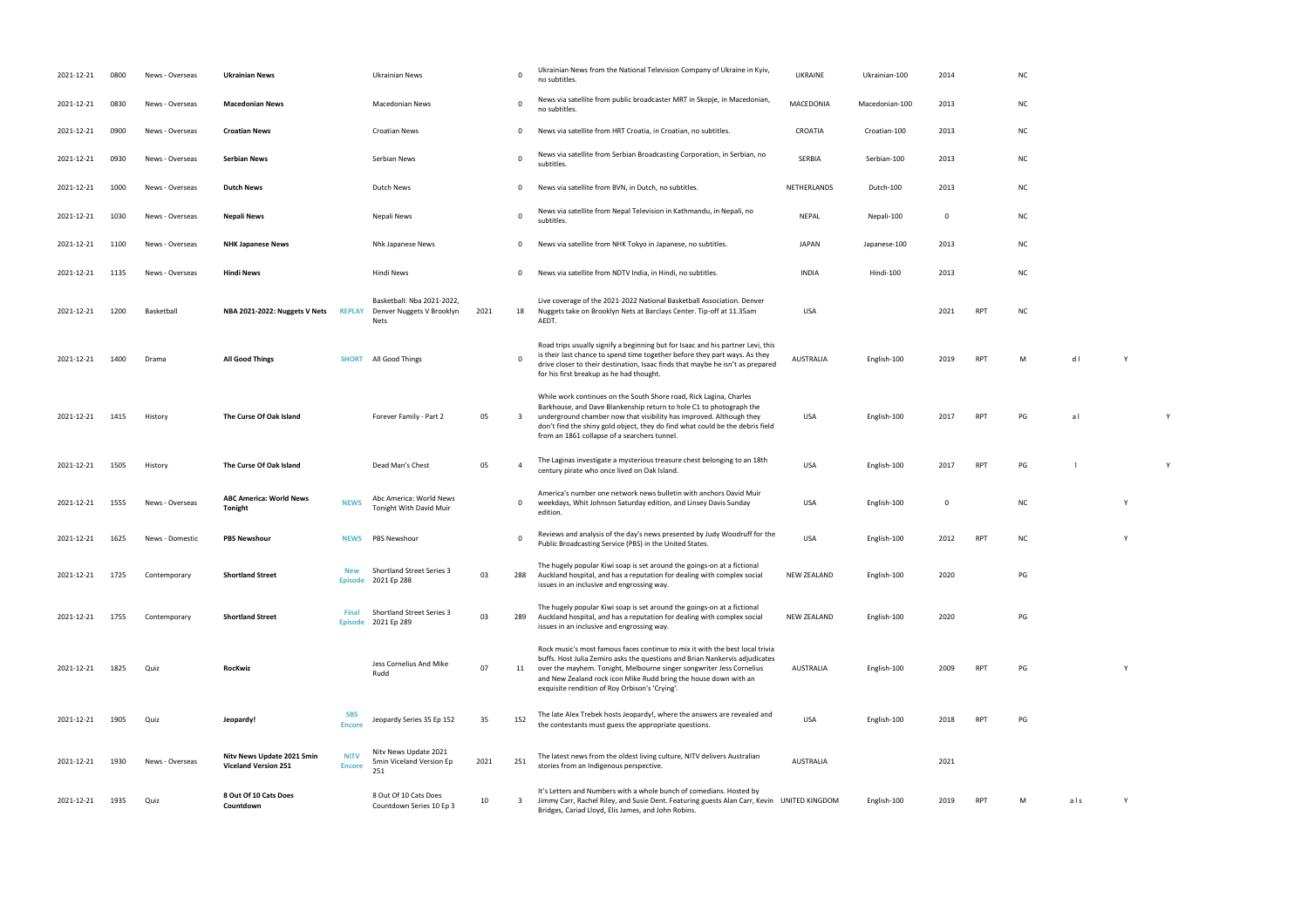| | | | | | | | | | | | | | | | | |
|---|---|---|---|---|---|---|---|---|---|---|---|---|---|---|---|---|
| 2021-12-21 | 0800 | News - Overseas | **Ukrainian News** | | Ukrainian News | | 0 | Ukrainian News from the National Television Company of Ukraine in Kyiv, no subtitles. | UKRAINE | Ukrainian-100 | 2014 | | NC | | | |
| 2021-12-21 | 0830 | News - Overseas | **Macedonian News** | | Macedonian News | | 0 | News via satellite from public broadcaster MRT in Skopje, in Macedonian, no subtitles. | MACEDONIA | Macedonian-100 | 2013 | | NC | | | |
| 2021-12-21 | 0900 | News - Overseas | **Croatian News** | | Croatian News | | 0 | News via satellite from HRT Croatia, in Croatian, no subtitles. | CROATIA | Croatian-100 | 2013 | | NC | | | |
| 2021-12-21 | 0930 | News - Overseas | **Serbian News** | | Serbian News | | 0 | News via satellite from Serbian Broadcasting Corporation, in Serbian, no subtitles. | SERBIA | Serbian-100 | 2013 | | NC | | | |
| 2021-12-21 | 1000 | News - Overseas | **Dutch News** | | Dutch News | | 0 | News via satellite from BVN, in Dutch, no subtitles. | NETHERLANDS | Dutch-100 | 2013 | | NC | | | |
| 2021-12-21 | 1030 | News - Overseas | **Nepali News** | | Nepali News | | 0 | News via satellite from Nepal Television in Kathmandu, in Nepali, no subtitles. | NEPAL | Nepali-100 | 0 | | NC | | | |
| 2021-12-21 | 1100 | News - Overseas | **NHK Japanese News** | | Nhk Japanese News | | 0 | News via satellite from NHK Tokyo in Japanese, no subtitles. | JAPAN | Japanese-100 | 2013 | | NC | | | |
| 2021-12-21 | 1135 | News - Overseas | **Hindi News** | | Hindi News | | 0 | News via satellite from NDTV India, in Hindi, no subtitles. | INDIA | Hindi-100 | 2013 | | NC | | | |
| 2021-12-21 | 1200 | Basketball | **NBA 2021-2022: Nuggets V Nets** | **REPLAY** | Basketball: Nba 2021-2022, Denver Nuggets V Brooklyn Nets | 2021 | 18 | Live coverage of the 2021-2022 National Basketball Association. Denver Nuggets take on Brooklyn Nets at Barclays Center. Tip-off at 11.35am AEDT. | USA | | 2021 | RPT | NC | | | |
| 2021-12-21 | 1400 | Drama | **All Good Things** | **SHORT** | All Good Things | | 0 | Road trips usually signify a beginning but for Isaac and his partner Levi, this is their last chance to spend time together before they part ways. As they drive closer to their destination, Isaac finds that maybe he isn't as prepared for his first breakup as he had thought. | AUSTRALIA | English-100 | 2019 | RPT | M | d l | Y | |
| 2021-12-21 | 1415 | History | **The Curse Of Oak Island** | | Forever Family - Part 2 | 05 | 3 | While work continues on the South Shore road, Rick Lagina, Charles Barkhouse, and Dave Blankenship return to hole C1 to photograph the underground chamber now that visibility has improved. Although they don't find the shiny gold object, they do find what could be the debris field from an 1861 collapse of a searchers tunnel. | USA | English-100 | 2017 | RPT | PG | a l | | Y |
| 2021-12-21 | 1505 | History | **The Curse Of Oak Island** | | Dead Man's Chest | 05 | 4 | The Laginas investigate a mysterious treasure chest belonging to an 18th century pirate who once lived on Oak Island. | USA | English-100 | 2017 | RPT | PG | l | | Y |
| 2021-12-21 | 1555 | News - Overseas | **ABC America: World News Tonight** | **NEWS** | Abc America: World News Tonight With David Muir | | 0 | America's number one network news bulletin with anchors David Muir weekdays, Whit Johnson Saturday edition, and Linsey Davis Sunday edition. | USA | English-100 | 0 | | NC | | Y | |
| 2021-12-21 | 1625 | News - Domestic | **PBS Newshour** | **NEWS** | PBS Newshour | | 0 | Reviews and analysis of the day's news presented by Judy Woodruff for the Public Broadcasting Service (PBS) in the United States. | USA | English-100 | 2012 | RPT | NC | | Y | |
| 2021-12-21 | 1725 | Contemporary | **Shortland Street** | **New Episode** | Shortland Street Series 3 2021 Ep 288 | 03 | 288 | The hugely popular Kiwi soap is set around the goings-on at a fictional Auckland hospital, and has a reputation for dealing with complex social issues in an inclusive and engrossing way. | NEW ZEALAND | English-100 | 2020 | | PG | | | |
| 2021-12-21 | 1755 | Contemporary | **Shortland Street** | **Final Episode** | Shortland Street Series 3 2021 Ep 289 | 03 | 289 | The hugely popular Kiwi soap is set around the goings-on at a fictional Auckland hospital, and has a reputation for dealing with complex social issues in an inclusive and engrossing way. | NEW ZEALAND | English-100 | 2020 | | PG | | | |
| 2021-12-21 | 1825 | Quiz | **RocKwiz** | | Jess Cornelius And Mike Rudd | 07 | 11 | Rock music's most famous faces continue to mix it with the best local trivia buffs. Host Julia Zemiro asks the questions and Brian Nankervis adjudicates over the mayhem. Tonight, Melbourne singer songwriter Jess Cornelius and New Zealand rock icon Mike Rudd bring the house down with an exquisite rendition of Roy Orbison's 'Crying'. | AUSTRALIA | English-100 | 2009 | RPT | PG | | Y | |
| 2021-12-21 | 1905 | Quiz | **Jeopardy!** | **SBS Encore** | Jeopardy Series 35 Ep 152 | 35 | 152 | The late Alex Trebek hosts Jeopardy!, where the answers are revealed and the contestants must guess the appropriate questions. | USA | English-100 | 2018 | RPT | PG | | | |
| 2021-12-21 | 1930 | News - Overseas | **Nitv News Update 2021 5min Viceland Version 251** | **NITV Encore** | Nitv News Update 2021 5min Viceland Version Ep 251 | 2021 | 251 | The latest news from the oldest living culture, NITV delivers Australian stories from an Indigenous perspective. | AUSTRALIA | | 2021 | | | | | |
| 2021-12-21 | 1935 | Quiz | **8 Out Of 10 Cats Does Countdown** | | 8 Out Of 10 Cats Does Countdown Series 10 Ep 3 | 10 | 3 | It's Letters and Numbers with a whole bunch of comedians. Hosted by Jimmy Carr, Rachel Riley, and Susie Dent. Featuring guests Alan Carr, Kevin Bridges, Cariad Lloyd, Elis James, and John Robins. | UNITED KINGDOM | English-100 | 2019 | RPT | M | a l s | Y | |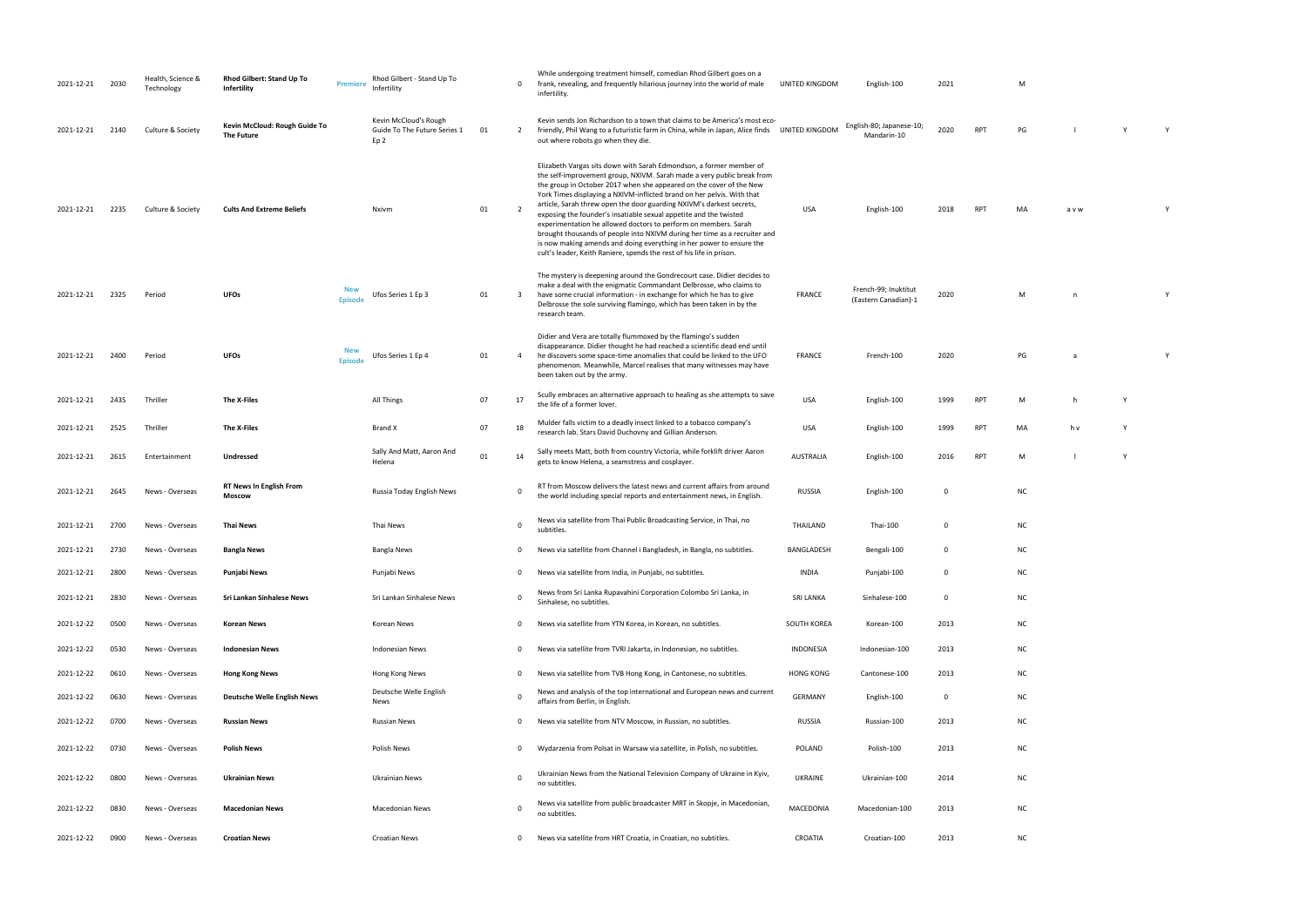| | | | | | | | | | | | | | | | | |
|---|---|---|---|---|---|---|---|---|---|---|---|---|---|---|---|---|
| 2021-12-21 | 2030 | Health, Science & Technology | **Rhod Gilbert: Stand Up To Infertility** | Premiere | Rhod Gilbert - Stand Up To Infertility | | 0 | While undergoing treatment himself, comedian Rhod Gilbert goes on a frank, revealing, and frequently hilarious journey into the world of male infertility. | UNITED KINGDOM | English-100 | 2021 | | M | | | |
| 2021-12-21 | 2140 | Culture & Society | **Kevin McCloud: Rough Guide To The Future** | | Kevin McCloud's Rough Guide To The Future Series 1 Ep 2 | 01 | 2 | Kevin sends Jon Richardson to a town that claims to be America's most eco-friendly, Phil Wang to a futuristic farm in China, while in Japan, Alice finds out where robots go when they die. | UNITED KINGDOM | English-80; Japanese-10; Mandarin-10 | 2020 | RPT | PG | l | Y | Y |
| 2021-12-21 | 2235 | Culture & Society | **Cults And Extreme Beliefs** | | Nxivm | 01 | 2 | Elizabeth Vargas sits down with Sarah Edmondson, a former member of the self-improvement group, NXIVM. Sarah made a very public break from the group in October 2017 when she appeared on the cover of the New York Times displaying a NXIVM-inflicted brand on her pelvis. With that article, Sarah threw open the door guarding NXIVM's darkest secrets, exposing the founder's insatiable sexual appetite and the twisted experimentation he allowed doctors to perform on members. Sarah brought thousands of people into NXIVM during her time as a recruiter and is now making amends and doing everything in her power to ensure the cult's leader, Keith Raniere, spends the rest of his life in prison. | USA | English-100 | 2018 | RPT | MA | a v w | | Y |
| 2021-12-21 | 2325 | Period | **UFOs** | New Episode | Ufos Series 1 Ep 3 | 01 | 3 | The mystery is deepening around the Gondrecourt case. Didier decides to make a deal with the enigmatic Commandant Delbrosse, who claims to have some crucial information - in exchange for which he has to give Delbrosse the sole surviving flamingo, which has been taken in by the research team. | FRANCE | French-99; Inuktitut (Eastern Canadian)-1 | 2020 | | M | n | | Y |
| 2021-12-21 | 2400 | Period | **UFOs** | New Episode | Ufos Series 1 Ep 4 | 01 | 4 | Didier and Vera are totally flummoxed by the flamingo's sudden disappearance. Didier thought he had reached a scientific dead end until he discovers some space-time anomalies that could be linked to the UFO phenomenon. Meanwhile, Marcel realises that many witnesses may have been taken out by the army. | FRANCE | French-100 | 2020 | | PG | a | | Y |
| 2021-12-21 | 2435 | Thriller | **The X-Files** | | All Things | 07 | 17 | Scully embraces an alternative approach to healing as she attempts to save the life of a former lover. | USA | English-100 | 1999 | RPT | M | h | Y | |
| 2021-12-21 | 2525 | Thriller | **The X-Files** | | Brand X | 07 | 18 | Mulder falls victim to a deadly insect linked to a tobacco company's research lab. Stars David Duchovny and Gillian Anderson. | USA | English-100 | 1999 | RPT | MA | h v | Y | |
| 2021-12-21 | 2615 | Entertainment | **Undressed** | | Sally And Matt, Aaron And Helena | 01 | 14 | Sally meets Matt, both from country Victoria, while forklift driver Aaron gets to know Helena, a seamstress and cosplayer. | AUSTRALIA | English-100 | 2016 | RPT | M | l | Y | |
| 2021-12-21 | 2645 | News - Overseas | **RT News In English From Moscow** | | Russia Today English News | | 0 | RT from Moscow delivers the latest news and current affairs from around the world including special reports and entertainment news, in English. | RUSSIA | English-100 | 0 | | NC | | | |
| 2021-12-21 | 2700 | News - Overseas | **Thai News** | | Thai News | | 0 | News via satellite from Thai Public Broadcasting Service, in Thai, no subtitles. | THAILAND | Thai-100 | 0 | | NC | | | |
| 2021-12-21 | 2730 | News - Overseas | **Bangla News** | | Bangla News | | 0 | News via satellite from Channel i Bangladesh, in Bangla, no subtitles. | BANGLADESH | Bengali-100 | 0 | | NC | | | |
| 2021-12-21 | 2800 | News - Overseas | **Punjabi News** | | Punjabi News | | 0 | News via satellite from India, in Punjabi, no subtitles. | INDIA | Punjabi-100 | 0 | | NC | | | |
| 2021-12-21 | 2830 | News - Overseas | **Sri Lankan Sinhalese News** | | Sri Lankan Sinhalese News | | 0 | News from Sri Lanka Rupavahini Corporation Colombo Sri Lanka, in Sinhalese, no subtitles. | SRI LANKA | Sinhalese-100 | 0 | | NC | | | |
| 2021-12-22 | 0500 | News - Overseas | **Korean News** | | Korean News | | 0 | News via satellite from YTN Korea, in Korean, no subtitles. | SOUTH KOREA | Korean-100 | 2013 | | NC | | | |
| 2021-12-22 | 0530 | News - Overseas | **Indonesian News** | | Indonesian News | | 0 | News via satellite from TVRI Jakarta, in Indonesian, no subtitles. | INDONESIA | Indonesian-100 | 2013 | | NC | | | |
| 2021-12-22 | 0610 | News - Overseas | **Hong Kong News** | | Hong Kong News | | 0 | News via satellite from TVB Hong Kong, in Cantonese, no subtitles. | HONG KONG | Cantonese-100 | 2013 | | NC | | | |
| 2021-12-22 | 0630 | News - Overseas | **Deutsche Welle English News** | | Deutsche Welle English News | | 0 | News and analysis of the top international and European news and current affairs from Berlin, in English. | GERMANY | English-100 | 0 | | NC | | | |
| 2021-12-22 | 0700 | News - Overseas | **Russian News** | | Russian News | | 0 | News via satellite from NTV Moscow, in Russian, no subtitles. | RUSSIA | Russian-100 | 2013 | | NC | | | |
| 2021-12-22 | 0730 | News - Overseas | **Polish News** | | Polish News | | 0 | Wydarzenia from Polsat in Warsaw via satellite, in Polish, no subtitles. | POLAND | Polish-100 | 2013 | | NC | | | |
| 2021-12-22 | 0800 | News - Overseas | **Ukrainian News** | | Ukrainian News | | 0 | Ukrainian News from the National Television Company of Ukraine in Kyiv, no subtitles. | UKRAINE | Ukrainian-100 | 2014 | | NC | | | |
| 2021-12-22 | 0830 | News - Overseas | **Macedonian News** | | Macedonian News | | 0 | News via satellite from public broadcaster MRT in Skopje, in Macedonian, no subtitles. | MACEDONIA | Macedonian-100 | 2013 | | NC | | | |
| 2021-12-22 | 0900 | News - Overseas | **Croatian News** | | Croatian News | | 0 | News via satellite from HRT Croatia, in Croatian, no subtitles. | CROATIA | Croatian-100 | 2013 | | NC | | | |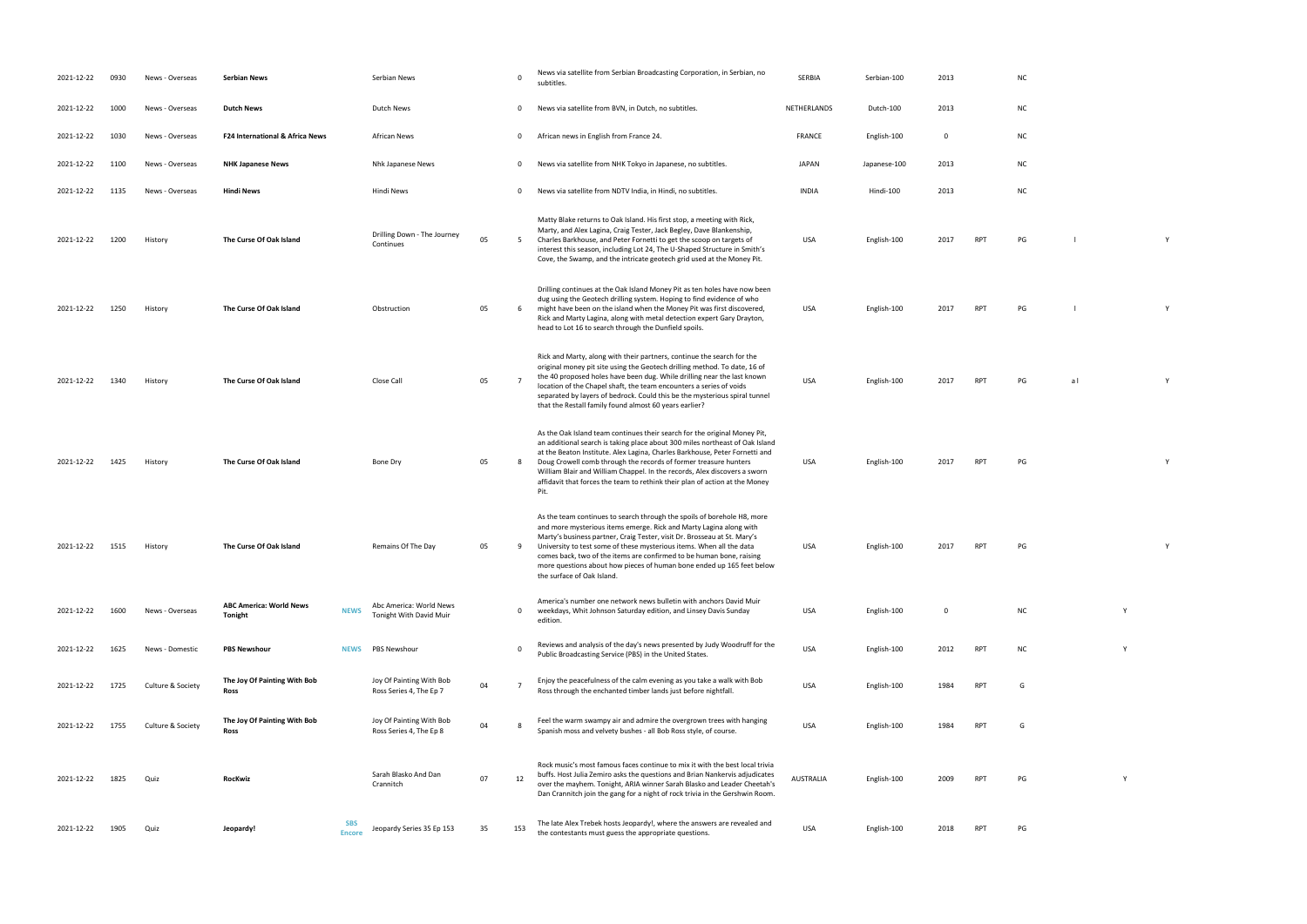| | | | | | | | | | | | | | | | | |
|---|---|---|---|---|---|---|---|---|---|---|---|---|---|---|---|---|
| 2021-12-22 | 0930 | News - Overseas | **Serbian News** | | Serbian News | | 0 | News via satellite from Serbian Broadcasting Corporation, in Serbian, no subtitles. | SERBIA | Serbian-100 | 2013 | | NC | | | |
| 2021-12-22 | 1000 | News - Overseas | **Dutch News** | | Dutch News | | 0 | News via satellite from BVN, in Dutch, no subtitles. | NETHERLANDS | Dutch-100 | 2013 | | NC | | | |
| 2021-12-22 | 1030 | News - Overseas | **F24 International & Africa News** | | African News | | 0 | African news in English from France 24. | FRANCE | English-100 | 0 | | NC | | | |
| 2021-12-22 | 1100 | News - Overseas | **NHK Japanese News** | | Nhk Japanese News | | 0 | News via satellite from NHK Tokyo in Japanese, no subtitles. | JAPAN | Japanese-100 | 2013 | | NC | | | |
| 2021-12-22 | 1135 | News - Overseas | **Hindi News** | | Hindi News | | 0 | News via satellite from NDTV India, in Hindi, no subtitles. | INDIA | Hindi-100 | 2013 | | NC | | | |
| 2021-12-22 | 1200 | History | **The Curse Of Oak Island** | | Drilling Down - The Journey Continues | 05 | 5 | Matty Blake returns to Oak Island. His first stop, a meeting with Rick, Marty, and Alex Lagina, Craig Tester, Jack Begley, Dave Blankenship, Charles Barkhouse, and Peter Fornetti to get the scoop on targets of interest this season, including Lot 24, The U-Shaped Structure in Smith's Cove, the Swamp, and the intricate geotech grid used at the Money Pit. | USA | English-100 | 2017 | RPT | PG | l | | Y |
| 2021-12-22 | 1250 | History | **The Curse Of Oak Island** | | Obstruction | 05 | 6 | Drilling continues at the Oak Island Money Pit as ten holes have now been dug using the Geotech drilling system. Hoping to find evidence of who might have been on the island when the Money Pit was first discovered, Rick and Marty Lagina, along with metal detection expert Gary Drayton, head to Lot 16 to search through the Dunfield spoils. | USA | English-100 | 2017 | RPT | PG | l | | Y |
| 2021-12-22 | 1340 | History | **The Curse Of Oak Island** | | Close Call | 05 | 7 | Rick and Marty, along with their partners, continue the search for the original money pit site using the Geotech drilling method. To date, 16 of the 40 proposed holes have been dug. While drilling near the last known location of the Chapel shaft, the team encounters a series of voids separated by layers of bedrock. Could this be the mysterious spiral tunnel that the Restall family found almost 60 years earlier? | USA | English-100 | 2017 | RPT | PG | a l | | Y |
| 2021-12-22 | 1425 | History | **The Curse Of Oak Island** | | Bone Dry | 05 | 8 | As the Oak Island team continues their search for the original Money Pit, an additional search is taking place about 300 miles northeast of Oak Island at the Beaton Institute. Alex Lagina, Charles Barkhouse, Peter Fornetti and Doug Crowell comb through the records of former treasure hunters William Blair and William Chappel. In the records, Alex discovers a sworn affidavit that forces the team to rethink their plan of action at the Money Pit. | USA | English-100 | 2017 | RPT | PG | | | Y |
| 2021-12-22 | 1515 | History | **The Curse Of Oak Island** | | Remains Of The Day | 05 | 9 | As the team continues to search through the spoils of borehole H8, more and more mysterious items emerge. Rick and Marty Lagina along with Marty's business partner, Craig Tester, visit Dr. Brosseau at St. Mary's University to test some of these mysterious items. When all the data comes back, two of the items are confirmed to be human bone, raising more questions about how pieces of human bone ended up 165 feet below the surface of Oak Island. | USA | English-100 | 2017 | RPT | PG | | | Y |
| 2021-12-22 | 1600 | News - Overseas | **ABC America: World News Tonight** | **NEWS** | Abc America: World News Tonight With David Muir | | 0 | America's number one network news bulletin with anchors David Muir weekdays, Whit Johnson Saturday edition, and Linsey Davis Sunday edition. | USA | English-100 | 0 | | NC | | Y | |
| 2021-12-22 | 1625 | News - Domestic | **PBS Newshour** | **NEWS** | PBS Newshour | | 0 | Reviews and analysis of the day's news presented by Judy Woodruff for the Public Broadcasting Service (PBS) in the United States. | USA | English-100 | 2012 | RPT | NC | | Y | |
| 2021-12-22 | 1725 | Culture & Society | **The Joy Of Painting With Bob Ross** | | Joy Of Painting With Bob Ross Series 4, The Ep 7 | 04 | 7 | Enjoy the peacefulness of the calm evening as you take a walk with Bob Ross through the enchanted timber lands just before nightfall. | USA | English-100 | 1984 | RPT | G | | | |
| 2021-12-22 | 1755 | Culture & Society | **The Joy Of Painting With Bob Ross** | | Joy Of Painting With Bob Ross Series 4, The Ep 8 | 04 | 8 | Feel the warm swampy air and admire the overgrown trees with hanging Spanish moss and velvety bushes - all Bob Ross style, of course. | USA | English-100 | 1984 | RPT | G | | | |
| 2021-12-22 | 1825 | Quiz | **RocKwiz** | | Sarah Blasko And Dan Crannitch | 07 | 12 | Rock music's most famous faces continue to mix it with the best local trivia buffs. Host Julia Zemiro asks the questions and Brian Nankervis adjudicates over the mayhem. Tonight, ARIA winner Sarah Blasko and Leader Cheetah's Dan Crannitch join the gang for a night of rock trivia in the Gershwin Room. | AUSTRALIA | English-100 | 2009 | RPT | PG | | Y | |
| 2021-12-22 | 1905 | Quiz | **Jeopardy!** | **SBS Encore** | Jeopardy Series 35 Ep 153 | 35 | 153 | The late Alex Trebek hosts Jeopardy!, where the answers are revealed and the contestants must guess the appropriate questions. | USA | English-100 | 2018 | RPT | PG | | | |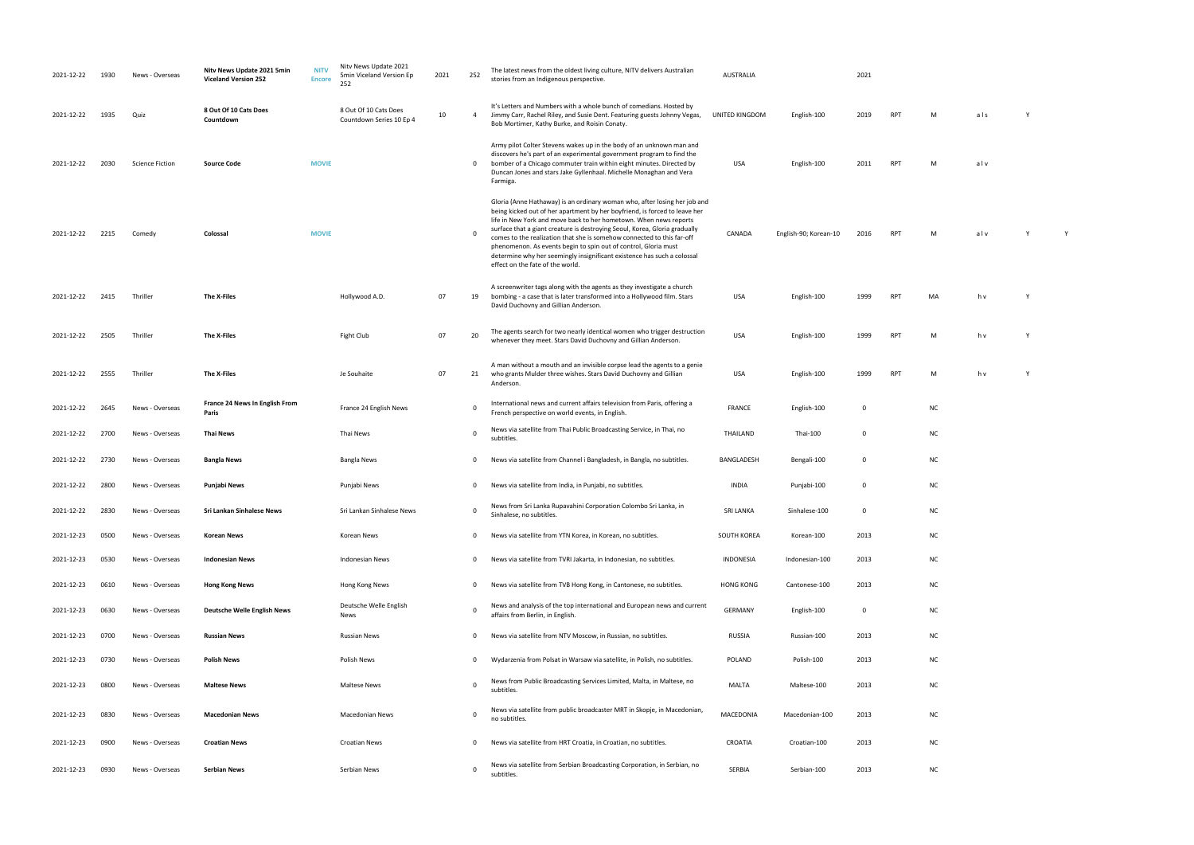| | | | | | | | | | | | | | | | | |
|---|---|---|---|---|---|---|---|---|---|---|---|---|---|---|---|---|
| 2021-12-22 | 1930 | News - Overseas | **Nitv News Update 2021 5min Viceland Version 252** | **NITV Encore** | Nitv News Update 2021 5min Viceland Version Ep 252 | 2021 | 252 | The latest news from the oldest living culture, NITV delivers Australian stories from an Indigenous perspective. | AUSTRALIA | | 2021 | | | | | |
| 2021-12-22 | 1935 | Quiz | **8 Out Of 10 Cats Does Countdown** | | 8 Out Of 10 Cats Does Countdown Series 10 Ep 4 | 10 | 4 | It's Letters and Numbers with a whole bunch of comedians. Hosted by Jimmy Carr, Rachel Riley, and Susie Dent. Featuring guests Johnny Vegas, Bob Mortimer, Kathy Burke, and Roisin Conaty. | UNITED KINGDOM | English-100 | 2019 | RPT | M | a l s | Y | |
| 2021-12-22 | 2030 | Science Fiction | **Source Code** | **MOVIE** | | | 0 | Army pilot Colter Stevens wakes up in the body of an unknown man and discovers he's part of an experimental government program to find the bomber of a Chicago commuter train within eight minutes. Directed by Duncan Jones and stars Jake Gyllenhaal. Michelle Monaghan and Vera Farmiga. | USA | English-100 | 2011 | RPT | M | a l v | | |
| 2021-12-22 | 2215 | Comedy | **Colossal** | **MOVIE** | | | 0 | Gloria (Anne Hathaway) is an ordinary woman who, after losing her job and being kicked out of her apartment by her boyfriend, is forced to leave her life in New York and move back to her hometown. When news reports surface that a giant creature is destroying Seoul, Korea, Gloria gradually comes to the realization that she is somehow connected to this far-off phenomenon. As events begin to spin out of control, Gloria must determine why her seemingly insignificant existence has such a colossal effect on the fate of the world. | CANADA | English-90; Korean-10 | 2016 | RPT | M | a l v | Y | Y |
| 2021-12-22 | 2415 | Thriller | **The X-Files** | | Hollywood A.D. | 07 | 19 | A screenwriter tags along with the agents as they investigate a church bombing - a case that is later transformed into a Hollywood film. Stars David Duchovny and Gillian Anderson. | USA | English-100 | 1999 | RPT | MA | h v | Y | |
| 2021-12-22 | 2505 | Thriller | **The X-Files** | | Fight Club | 07 | 20 | The agents search for two nearly identical women who trigger destruction whenever they meet. Stars David Duchovny and Gillian Anderson. | USA | English-100 | 1999 | RPT | M | h v | Y | |
| 2021-12-22 | 2555 | Thriller | **The X-Files** | | Je Souhaite | 07 | 21 | A man without a mouth and an invisible corpse lead the agents to a genie who grants Mulder three wishes. Stars David Duchovny and Gillian Anderson. | USA | English-100 | 1999 | RPT | M | h v | Y | |
| 2021-12-22 | 2645 | News - Overseas | **France 24 News In English From Paris** | | France 24 English News | | 0 | International news and current affairs television from Paris, offering a French perspective on world events, in English. | FRANCE | English-100 | 0 | | NC | | | |
| 2021-12-22 | 2700 | News - Overseas | **Thai News** | | Thai News | | 0 | News via satellite from Thai Public Broadcasting Service, in Thai, no subtitles. | THAILAND | Thai-100 | 0 | | NC | | | |
| 2021-12-22 | 2730 | News - Overseas | **Bangla News** | | Bangla News | | 0 | News via satellite from Channel i Bangladesh, in Bangla, no subtitles. | BANGLADESH | Bengali-100 | 0 | | NC | | | |
| 2021-12-22 | 2800 | News - Overseas | **Punjabi News** | | Punjabi News | | 0 | News via satellite from India, in Punjabi, no subtitles. | INDIA | Punjabi-100 | 0 | | NC | | | |
| 2021-12-22 | 2830 | News - Overseas | **Sri Lankan Sinhalese News** | | Sri Lankan Sinhalese News | | 0 | News from Sri Lanka Rupavahini Corporation Colombo Sri Lanka, in Sinhalese, no subtitles. | SRI LANKA | Sinhalese-100 | 0 | | NC | | | |
| 2021-12-23 | 0500 | News - Overseas | **Korean News** | | Korean News | | 0 | News via satellite from YTN Korea, in Korean, no subtitles. | SOUTH KOREA | Korean-100 | 2013 | | NC | | | |
| 2021-12-23 | 0530 | News - Overseas | **Indonesian News** | | Indonesian News | | 0 | News via satellite from TVRI Jakarta, in Indonesian, no subtitles. | INDONESIA | Indonesian-100 | 2013 | | NC | | | |
| 2021-12-23 | 0610 | News - Overseas | **Hong Kong News** | | Hong Kong News | | 0 | News via satellite from TVB Hong Kong, in Cantonese, no subtitles. | HONG KONG | Cantonese-100 | 2013 | | NC | | | |
| 2021-12-23 | 0630 | News - Overseas | **Deutsche Welle English News** | | Deutsche Welle English News | | 0 | News and analysis of the top international and European news and current affairs from Berlin, in English. | GERMANY | English-100 | 0 | | NC | | | |
| 2021-12-23 | 0700 | News - Overseas | **Russian News** | | Russian News | | 0 | News via satellite from NTV Moscow, in Russian, no subtitles. | RUSSIA | Russian-100 | 2013 | | NC | | | |
| 2021-12-23 | 0730 | News - Overseas | **Polish News** | | Polish News | | 0 | Wydarzenia from Polsat in Warsaw via satellite, in Polish, no subtitles. | POLAND | Polish-100 | 2013 | | NC | | | |
| 2021-12-23 | 0800 | News - Overseas | **Maltese News** | | Maltese News | | 0 | News from Public Broadcasting Services Limited, Malta, in Maltese, no subtitles. | MALTA | Maltese-100 | 2013 | | NC | | | |
| 2021-12-23 | 0830 | News - Overseas | **Macedonian News** | | Macedonian News | | 0 | News via satellite from public broadcaster MRT in Skopje, in Macedonian, no subtitles. | MACEDONIA | Macedonian-100 | 2013 | | NC | | | |
| 2021-12-23 | 0900 | News - Overseas | **Croatian News** | | Croatian News | | 0 | News via satellite from HRT Croatia, in Croatian, no subtitles. | CROATIA | Croatian-100 | 2013 | | NC | | | |
| 2021-12-23 | 0930 | News - Overseas | **Serbian News** | | Serbian News | | 0 | News via satellite from Serbian Broadcasting Corporation, in Serbian, no subtitles. | SERBIA | Serbian-100 | 2013 | | NC | | | |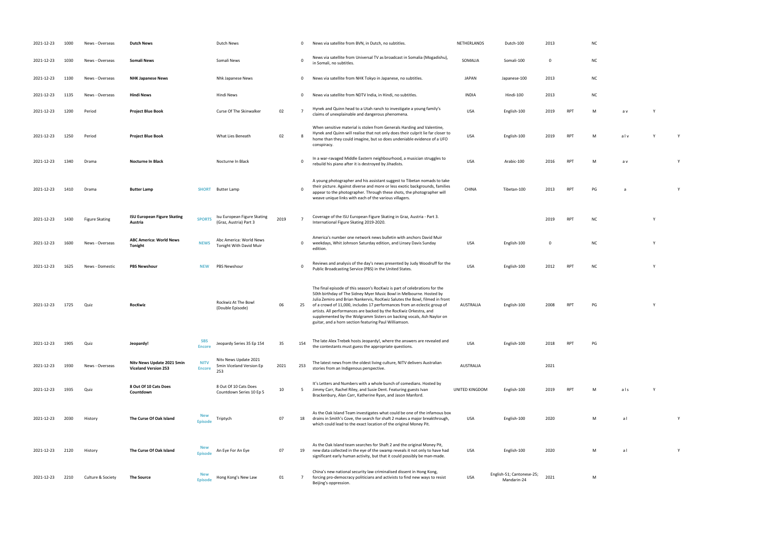| | | | | | | | | | | | | | | | | | |
|---|---|---|---|---|---|---|---|---|---|---|---|---|---|---|---|---|---|
| 2021-12-23 | 1000 | News - Overseas | **Dutch News** | | Dutch News | | 0 | News via satellite from BVN, in Dutch, no subtitles. | NETHERLANDS | Dutch-100 | 2013 | | NC | | | |
| 2021-12-23 | 1030 | News - Overseas | **Somali News** | | Somali News | | 0 | News via satellite from Universal TV as broadcast in Somalia (Mogadishu), in Somali, no subtitles. | SOMALIA | Somali-100 | 0 | | NC | | | |
| 2021-12-23 | 1100 | News - Overseas | **NHK Japanese News** | | Nhk Japanese News | | 0 | News via satellite from NHK Tokyo in Japanese, no subtitles. | JAPAN | Japanese-100 | 2013 | | NC | | | |
| 2021-12-23 | 1135 | News - Overseas | **Hindi News** | | Hindi News | | 0 | News via satellite from NDTV India, in Hindi, no subtitles. | INDIA | Hindi-100 | 2013 | | NC | | | |
| 2021-12-23 | 1200 | Period | **Project Blue Book** | | Curse Of The Skinwalker | 02 | 7 | Hynek and Quinn head to a Utah ranch to investigate a young family's claims of unexplainable and dangerous phenomena. | USA | English-100 | 2019 | RPT | M | a v | Y | |
| 2021-12-23 | 1250 | Period | **Project Blue Book** | | What Lies Beneath | 02 | 8 | When sensitive material is stolen from Generals Harding and Valentine, Hynek and Quinn will realise that not only does their culprit lie far closer to home than they could imagine, but so does undeniable evidence of a UFO conspiracy. | USA | English-100 | 2019 | RPT | M | a l v | Y | Y |
| 2021-12-23 | 1340 | Drama | **Nocturne In Black** | | Nocturne In Black | | 0 | In a war-ravaged Middle Eastern neighbourhood, a musician struggles to rebuild his piano after it is destroyed by Jihadists. | USA | Arabic-100 | 2016 | RPT | M | a v | | Y |
| 2021-12-23 | 1410 | Drama | **Butter Lamp** | SHORT | Butter Lamp | | 0 | A young photographer and his assistant suggest to Tibetan nomads to take their picture. Against diverse and more or less exotic backgrounds, families appear to the photographer. Through these shots, the photographer will weave unique links with each of the various villagers. | CHINA | Tibetan-100 | 2013 | RPT | PG | a | | Y |
| 2021-12-23 | 1430 | Figure Skating | **ISU European Figure Skating Austria** | SPORTS | Isu European Figure Skating (Graz, Austria) Part 3 | 2019 | 7 | Coverage of the ISU European Figure Skating in Graz, Austria - Part 3. International Figure Skating 2019-2020. | | | 2019 | RPT | NC | | Y | |
| 2021-12-23 | 1600 | News - Overseas | **ABC America: World News Tonight** | NEWS | Abc America: World News Tonight With David Muir | | 0 | America's number one network news bulletin with anchors David Muir weekdays, Whit Johnson Saturday edition, and Linsey Davis Sunday edition. | USA | English-100 | 0 | | NC | | Y | |
| 2021-12-23 | 1625 | News - Domestic | **PBS Newshour** | NEW | PBS Newshour | | 0 | Reviews and analysis of the day's news presented by Judy Woodruff for the Public Broadcasting Service (PBS) in the United States. | USA | English-100 | 2012 | RPT | NC | | Y | |
| 2021-12-23 | 1725 | Quiz | **RocKwiz** | | Rockwiz At The Bowl (Double Episode) | 06 | 25 | The final episode of this season's RocKwiz is part of celebrations for the 50th birthday of The Sidney Myer Music Bowl in Melbourne. Hosted by Julia Zemiro and Brian Nankervis, RocKwiz Salutes the Bowl, filmed in front of a crowd of 11,000, includes 17 performances from an eclectic group of artists. All performances are backed by the RocKwiz Orkestra, and supplemented by the Wolgramm Sisters on backing vocals, Ash Naylor on guitar, and a horn section featuring Paul Williamson. | AUSTRALIA | English-100 | 2008 | RPT | PG | | Y | |
| 2021-12-23 | 1905 | Quiz | **Jeopardy!** | SBS Encore | Jeopardy Series 35 Ep 154 | 35 | 154 | The late Alex Trebek hosts Jeopardy!, where the answers are revealed and the contestants must guess the appropriate questions. | USA | English-100 | 2018 | RPT | PG | | | |
| 2021-12-23 | 1930 | News - Overseas | **Nitv News Update 2021 5min Viceland Version 253** | NITV Encore | Nitv News Update 2021 5min Viceland Version Ep 253 | 2021 | 253 | The latest news from the oldest living culture, NITV delivers Australian stories from an Indigenous perspective. | AUSTRALIA | | 2021 | | | | | |
| 2021-12-23 | 1935 | Quiz | **8 Out Of 10 Cats Does Countdown** | | 8 Out Of 10 Cats Does Countdown Series 10 Ep 5 | 10 | 5 | It's Letters and Numbers with a whole bunch of comedians. Hosted by Jimmy Carr, Rachel Riley, and Susie Dent. Featuring guests Ivan Brackenbury, Alan Carr, Katherine Ryan, and Jason Manford. | UNITED KINGDOM | English-100 | 2019 | RPT | M | a l s | Y | |
| 2021-12-23 | 2030 | History | **The Curse Of Oak Island** | New Episode | Triptych | 07 | 18 | As the Oak Island Team investigates what could be one of the infamous box drains in Smith's Cove, the search for shaft 2 makes a major breakthrough, which could lead to the exact location of the original Money Pit. | USA | English-100 | 2020 | | M | a l | | Y |
| 2021-12-23 | 2120 | History | **The Curse Of Oak Island** | New Episode | An Eye For An Eye | 07 | 19 | As the Oak Island team searches for Shaft 2 and the original Money Pit, new data collected in the eye of the swamp reveals it not only to have had significant early human activity, but that it could possibly be man-made. | USA | English-100 | 2020 | | M | a l | | Y |
| 2021-12-23 | 2210 | Culture & Society | **The Source** | New Episode | Hong Kong's New Law | 01 | 7 | China's new national security law criminalised dissent in Hong Kong, forcing pro-democracy politicians and activists to find new ways to resist Beijing's oppression. | USA | English-51; Cantonese-25; Mandarin-24 | 2021 | | M | | | |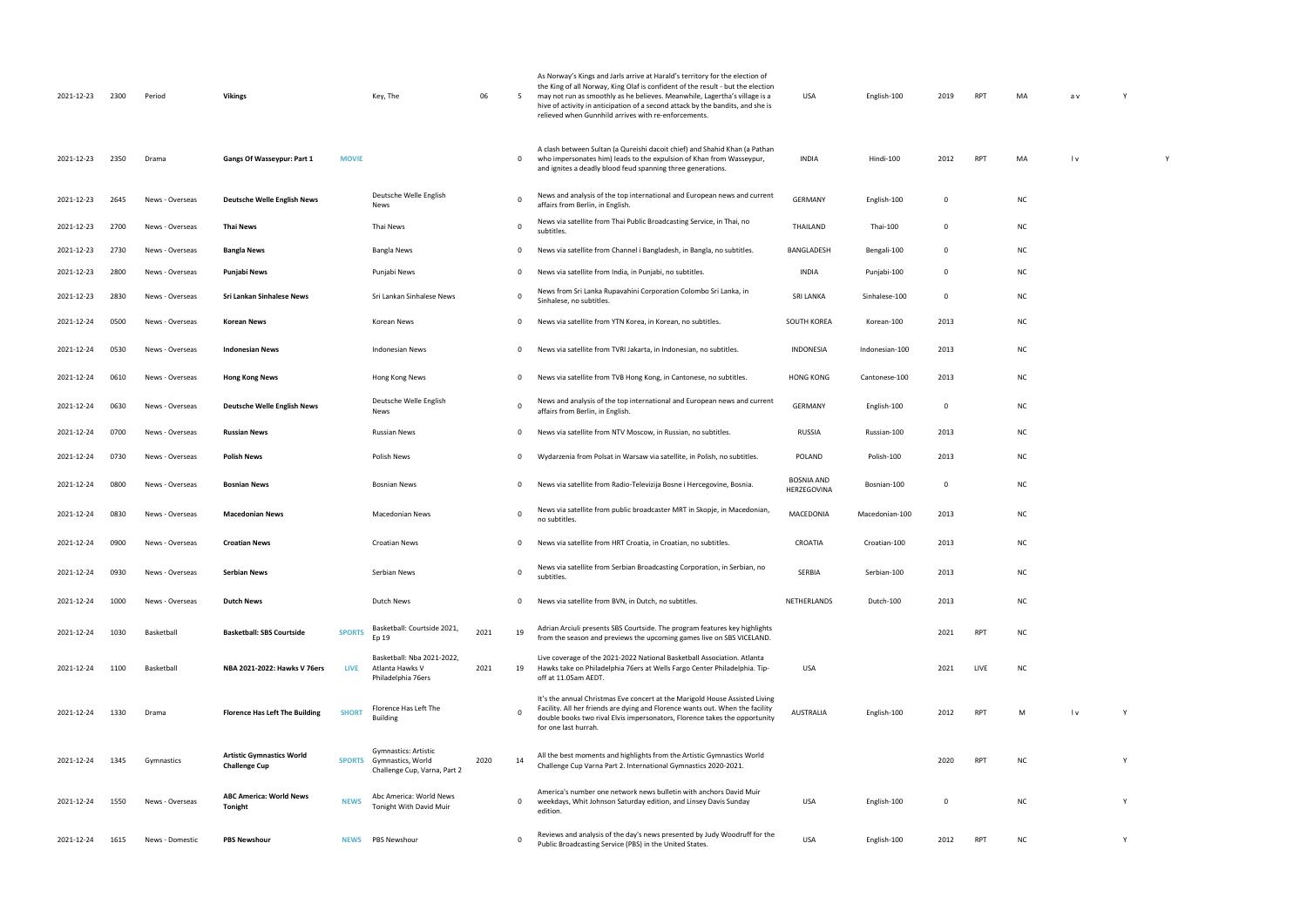| | | | | | | | | | | | | | | | | | |
|---|---|---|---|---|---|---|---|---|---|---|---|---|---|---|---|---|---|
| 2021-12-23 | 2300 | Period | **Vikings** | | Key, The | 06 | 5 | As Norway's Kings and Jarls arrive at Harald's territory for the election of the King of all Norway, King Olaf is confident of the result - but the election may not run as smoothly as he believes. Meanwhile, Lagertha's village is a hive of activity in anticipation of a second attack by the bandits, and she is relieved when Gunnhild arrives with re-enforcements. | USA | English-100 | 2019 | RPT | MA | a v | Y | | |
| 2021-12-23 | 2350 | Drama | **Gangs Of Wasseypur: Part 1** | **MOVIE** | | | 0 | A clash between Sultan (a Qureishi dacoit chief) and Shahid Khan (a Pathan who impersonates him) leads to the expulsion of Khan from Wasseypur, and ignites a deadly blood feud spanning three generations. | INDIA | Hindi-100 | 2012 | RPT | MA | l v | | | Y |
| 2021-12-23 | 2645 | News - Overseas | **Deutsche Welle English News** | | Deutsche Welle English News | | 0 | News and analysis of the top international and European news and current affairs from Berlin, in English. | GERMANY | English-100 | 0 | | NC | | | | |
| 2021-12-23 | 2700 | News - Overseas | **Thai News** | | Thai News | | 0 | News via satellite from Thai Public Broadcasting Service, in Thai, no subtitles. | THAILAND | Thai-100 | 0 | | NC | | | | |
| 2021-12-23 | 2730 | News - Overseas | **Bangla News** | | Bangla News | | 0 | News via satellite from Channel i Bangladesh, in Bangla, no subtitles. | BANGLADESH | Bengali-100 | 0 | | NC | | | | |
| 2021-12-23 | 2800 | News - Overseas | **Punjabi News** | | Punjabi News | | 0 | News via satellite from India, in Punjabi, no subtitles. | INDIA | Punjabi-100 | 0 | | NC | | | | |
| 2021-12-23 | 2830 | News - Overseas | **Sri Lankan Sinhalese News** | | Sri Lankan Sinhalese News | | 0 | News from Sri Lanka Rupavahini Corporation Colombo Sri Lanka, in Sinhalese, no subtitles. | SRI LANKA | Sinhalese-100 | 0 | | NC | | | | |
| 2021-12-24 | 0500 | News - Overseas | **Korean News** | | Korean News | | 0 | News via satellite from YTN Korea, in Korean, no subtitles. | SOUTH KOREA | Korean-100 | 2013 | | NC | | | | |
| 2021-12-24 | 0530 | News - Overseas | **Indonesian News** | | Indonesian News | | 0 | News via satellite from TVRI Jakarta, in Indonesian, no subtitles. | INDONESIA | Indonesian-100 | 2013 | | NC | | | | |
| 2021-12-24 | 0610 | News - Overseas | **Hong Kong News** | | Hong Kong News | | 0 | News via satellite from TVB Hong Kong, in Cantonese, no subtitles. | HONG KONG | Cantonese-100 | 2013 | | NC | | | | |
| 2021-12-24 | 0630 | News - Overseas | **Deutsche Welle English News** | | Deutsche Welle English News | | 0 | News and analysis of the top international and European news and current affairs from Berlin, in English. | GERMANY | English-100 | 0 | | NC | | | | |
| 2021-12-24 | 0700 | News - Overseas | **Russian News** | | Russian News | | 0 | News via satellite from NTV Moscow, in Russian, no subtitles. | RUSSIA | Russian-100 | 2013 | | NC | | | | |
| 2021-12-24 | 0730 | News - Overseas | **Polish News** | | Polish News | | 0 | Wydarzenia from Polsat in Warsaw via satellite, in Polish, no subtitles. | POLAND | Polish-100 | 2013 | | NC | | | | |
| 2021-12-24 | 0800 | News - Overseas | **Bosnian News** | | Bosnian News | | 0 | News via satellite from Radio-Televizija Bosne i Hercegovine, Bosnia. | BOSNIA AND HERZEGOVINA | Bosnian-100 | 0 | | NC | | | | |
| 2021-12-24 | 0830 | News - Overseas | **Macedonian News** | | Macedonian News | | 0 | News via satellite from public broadcaster MRT in Skopje, in Macedonian, no subtitles. | MACEDONIA | Macedonian-100 | 2013 | | NC | | | | |
| 2021-12-24 | 0900 | News - Overseas | **Croatian News** | | Croatian News | | 0 | News via satellite from HRT Croatia, in Croatian, no subtitles. | CROATIA | Croatian-100 | 2013 | | NC | | | | |
| 2021-12-24 | 0930 | News - Overseas | **Serbian News** | | Serbian News | | 0 | News via satellite from Serbian Broadcasting Corporation, in Serbian, no subtitles. | SERBIA | Serbian-100 | 2013 | | NC | | | | |
| 2021-12-24 | 1000 | News - Overseas | **Dutch News** | | Dutch News | | 0 | News via satellite from BVN, in Dutch, no subtitles. | NETHERLANDS | Dutch-100 | 2013 | | NC | | | | |
| 2021-12-24 | 1030 | Basketball | **Basketball: SBS Courtside** | **SPORTS** | Basketball: Courtside 2021, Ep 19 | 2021 | 19 | Adrian Arciuli presents SBS Courtside. The program features key highlights from the season and previews the upcoming games live on SBS VICELAND. | | | 2021 | RPT | NC | | | | |
| 2021-12-24 | 1100 | Basketball | **NBA 2021-2022: Hawks V 76ers** | **LIVE** | Basketball: Nba 2021-2022, Atlanta Hawks V Philadelphia 76ers | 2021 | 19 | Live coverage of the 2021-2022 National Basketball Association. Atlanta Hawks take on Philadelphia 76ers at Wells Fargo Center Philadelphia. Tip-off at 11.05am AEDT. | USA | | 2021 | LIVE | NC | | | | |
| 2021-12-24 | 1330 | Drama | **Florence Has Left The Building** | **SHORT** | Florence Has Left The Building | | 0 | It's the annual Christmas Eve concert at the Marigold House Assisted Living Facility. All her friends are dying and Florence wants out. When the facility double books two rival Elvis impersonators, Florence takes the opportunity for one last hurrah. | AUSTRALIA | English-100 | 2012 | RPT | M | l v | Y | | |
| 2021-12-24 | 1345 | Gymnastics | **Artistic Gymnastics World Challenge Cup** | **SPORTS** | Gymnastics: Artistic Gymnastics, World Challenge Cup, Varna, Part 2 | 2020 | 14 | All the best moments and highlights from the Artistic Gymnastics World Challenge Cup Varna Part 2. International Gymnastics 2020-2021. | | | 2020 | RPT | NC | | | Y | |
| 2021-12-24 | 1550 | News - Overseas | **ABC America: World News Tonight** | **NEWS** | Abc America: World News Tonight With David Muir | | 0 | America's number one network news bulletin with anchors David Muir weekdays, Whit Johnson Saturday edition, and Linsey Davis Sunday edition. | USA | English-100 | 0 | | NC | | | Y | |
| 2021-12-24 | 1615 | News - Domestic | **PBS Newshour** | **NEWS** | PBS Newshour | | 0 | Reviews and analysis of the day's news presented by Judy Woodruff for the Public Broadcasting Service (PBS) in the United States. | USA | English-100 | 2012 | RPT | NC | | | Y | |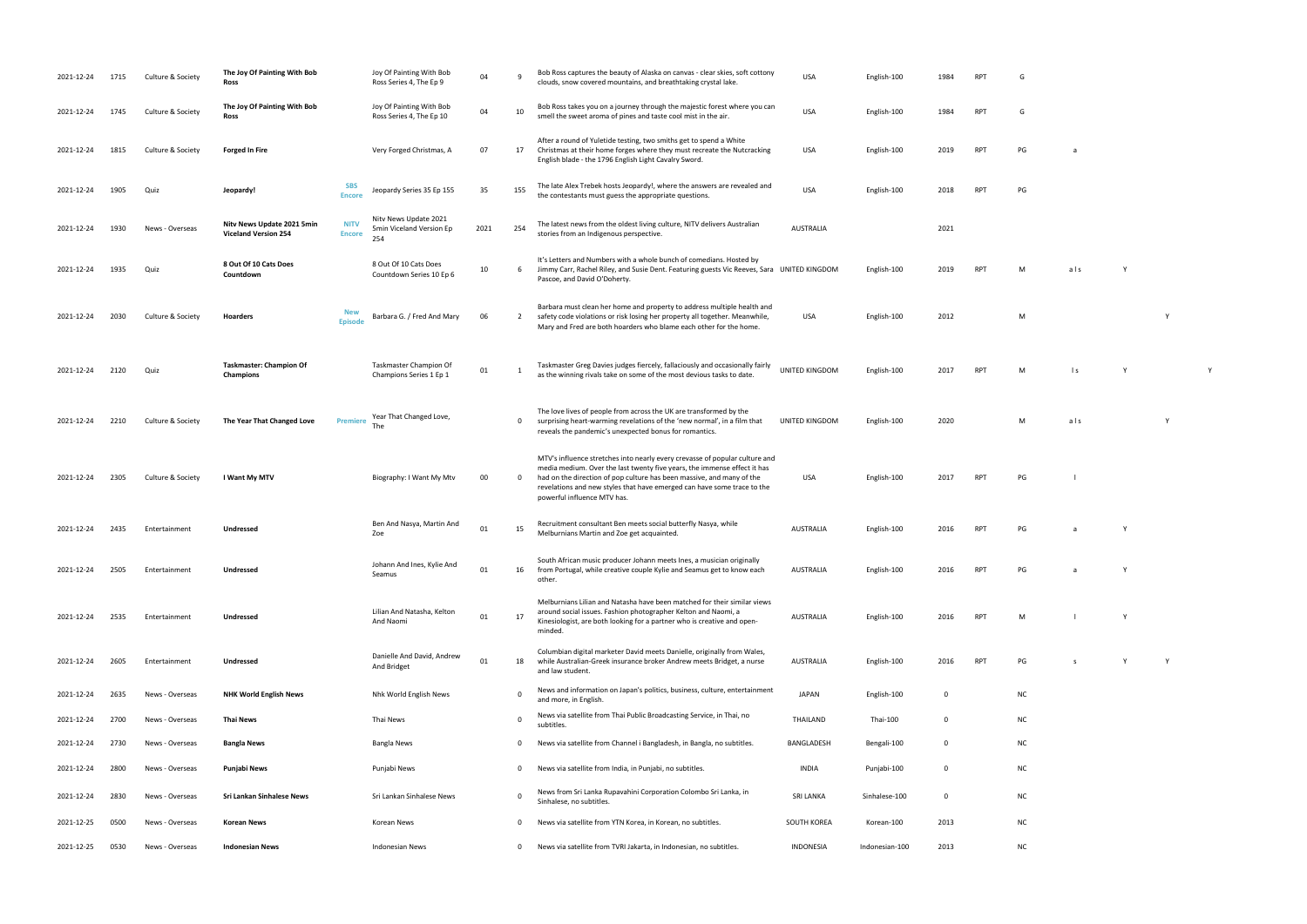| | | | | | | | | | | | | | | | | | |
|---|---|---|---|---|---|---|---|---|---|---|---|---|---|---|---|---|---|
| 2021-12-24 | 1715 | Culture & Society | **The Joy Of Painting With Bob Ross** | | Joy Of Painting With Bob Ross Series 4, The Ep 9 | 04 | 9 | Bob Ross captures the beauty of Alaska on canvas - clear skies, soft cottony clouds, snow covered mountains, and breathtaking crystal lake. | USA | English-100 | 1984 | RPT | G | | | | |
| 2021-12-24 | 1745 | Culture & Society | **The Joy Of Painting With Bob Ross** | | Joy Of Painting With Bob Ross Series 4, The Ep 10 | 04 | 10 | Bob Ross takes you on a journey through the majestic forest where you can smell the sweet aroma of pines and taste cool mist in the air. | USA | English-100 | 1984 | RPT | G | | | | |
| 2021-12-24 | 1815 | Culture & Society | **Forged In Fire** | | Very Forged Christmas, A | 07 | 17 | After a round of Yuletide testing, two smiths get to spend a White Christmas at their home forges where they must recreate the Nutcracking English blade - the 1796 English Light Cavalry Sword. | USA | English-100 | 2019 | RPT | PG | a | | | |
| 2021-12-24 | 1905 | Quiz | **Jeopardy!** | **SBS Encore** | Jeopardy Series 35 Ep 155 | 35 | 155 | The late Alex Trebek hosts Jeopardy!, where the answers are revealed and the contestants must guess the appropriate questions. | USA | English-100 | 2018 | RPT | PG | | | | |
| 2021-12-24 | 1930 | News - Overseas | **Nitv News Update 2021 5min Viceland Version 254** | **NITV Encore** | Nitv News Update 2021 5min Viceland Version Ep 254 | 2021 | 254 | The latest news from the oldest living culture, NITV delivers Australian stories from an Indigenous perspective. | AUSTRALIA | | 2021 | | | | | | |
| 2021-12-24 | 1935 | Quiz | **8 Out Of 10 Cats Does Countdown** | | 8 Out Of 10 Cats Does Countdown Series 10 Ep 6 | 10 | 6 | It's Letters and Numbers with a whole bunch of comedians. Hosted by Jimmy Carr, Rachel Riley, and Susie Dent. Featuring guests Vic Reeves, Sara Pascoe, and David O'Doherty. | UNITED KINGDOM | English-100 | 2019 | RPT | M | a l s | Y | | |
| 2021-12-24 | 2030 | Culture & Society | **Hoarders** | **New Episode** | Barbara G. / Fred And Mary | 06 | 2 | Barbara must clean her home and property to address multiple health and safety code violations or risk losing her property all together. Meanwhile, Mary and Fred are both hoarders who blame each other for the home. | USA | English-100 | 2012 | | M | | | Y | |
| 2021-12-24 | 2120 | Quiz | **Taskmaster: Champion Of Champions** | | Taskmaster Champion Of Champions Series 1 Ep 1 | 01 | 1 | Taskmaster Greg Davies judges fiercely, fallaciously and occasionally fairly as the winning rivals take on some of the most devious tasks to date. | UNITED KINGDOM | English-100 | 2017 | RPT | M | l s | Y | | Y |
| 2021-12-24 | 2210 | Culture & Society | **The Year That Changed Love** | **Premiere** | Year That Changed Love, The | | 0 | The love lives of people from across the UK are transformed by the surprising heart-warming revelations of the 'new normal', in a film that reveals the pandemic's unexpected bonus for romantics. | UNITED KINGDOM | English-100 | 2020 | | M | a l s | | Y | |
| 2021-12-24 | 2305 | Culture & Society | **I Want My MTV** | | Biography: I Want My Mtv | 00 | 0 | MTV's influence stretches into nearly every crevasse of popular culture and media medium. Over the last twenty five years, the immense effect it has had on the direction of pop culture has been massive, and many of the revelations and new styles that have emerged can have some trace to the powerful influence MTV has. | USA | English-100 | 2017 | RPT | PG | l | | | |
| 2021-12-24 | 2435 | Entertainment | **Undressed** | | Ben And Nasya, Martin And Zoe | 01 | 15 | Recruitment consultant Ben meets social butterfly Nasya, while Melburnians Martin and Zoe get acquainted. | AUSTRALIA | English-100 | 2016 | RPT | PG | a | Y | | |
| 2021-12-24 | 2505 | Entertainment | **Undressed** | | Johann And Ines, Kylie And Seamus | 01 | 16 | South African music producer Johann meets Ines, a musician originally from Portugal, while creative couple Kylie and Seamus get to know each other. | AUSTRALIA | English-100 | 2016 | RPT | PG | a | Y | | |
| 2021-12-24 | 2535 | Entertainment | **Undressed** | | Lilian And Natasha, Kelton And Naomi | 01 | 17 | Melburnians Lilian and Natasha have been matched for their similar views around social issues. Fashion photographer Kelton and Naomi, a Kinesiologist, are both looking for a partner who is creative and open-minded. | AUSTRALIA | English-100 | 2016 | RPT | M | l | Y | | |
| 2021-12-24 | 2605 | Entertainment | **Undressed** | | Danielle And David, Andrew And Bridget | 01 | 18 | Columbian digital marketer David meets Danielle, originally from Wales, while Australian-Greek insurance broker Andrew meets Bridget, a nurse and law student. | AUSTRALIA | English-100 | 2016 | RPT | PG | s | Y | Y | |
| 2021-12-24 | 2635 | News - Overseas | **NHK World English News** | | Nhk World English News | | 0 | News and information on Japan's politics, business, culture, entertainment and more, in English. | JAPAN | English-100 | 0 | | NC | | | | |
| 2021-12-24 | 2700 | News - Overseas | **Thai News** | | Thai News | | 0 | News via satellite from Thai Public Broadcasting Service, in Thai, no subtitles. | THAILAND | Thai-100 | 0 | | NC | | | | |
| 2021-12-24 | 2730 | News - Overseas | **Bangla News** | | Bangla News | | 0 | News via satellite from Channel i Bangladesh, in Bangla, no subtitles. | BANGLADESH | Bengali-100 | 0 | | NC | | | | |
| 2021-12-24 | 2800 | News - Overseas | **Punjabi News** | | Punjabi News | | 0 | News via satellite from India, in Punjabi, no subtitles. | INDIA | Punjabi-100 | 0 | | NC | | | | |
| 2021-12-24 | 2830 | News - Overseas | **Sri Lankan Sinhalese News** | | Sri Lankan Sinhalese News | | 0 | News from Sri Lanka Rupavahini Corporation Colombo Sri Lanka, in Sinhalese, no subtitles. | SRI LANKA | Sinhalese-100 | 0 | | NC | | | | |
| 2021-12-25 | 0500 | News - Overseas | **Korean News** | | Korean News | | 0 | News via satellite from YTN Korea, in Korean, no subtitles. | SOUTH KOREA | Korean-100 | 2013 | | NC | | | | |
| 2021-12-25 | 0530 | News - Overseas | **Indonesian News** | | Indonesian News | | 0 | News via satellite from TVRI Jakarta, in Indonesian, no subtitles. | INDONESIA | Indonesian-100 | 2013 | | NC | | | | |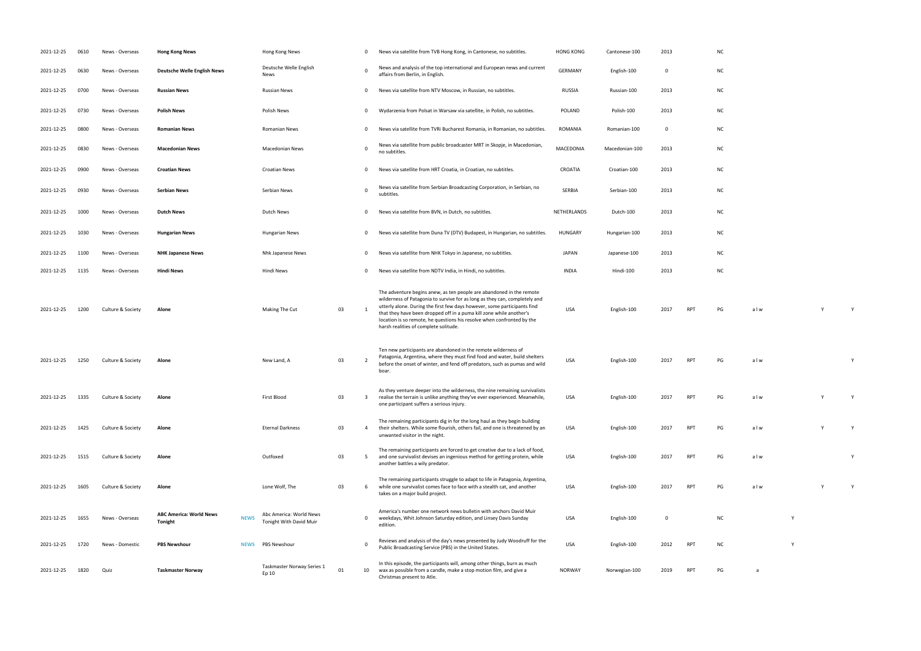| | | | | | | | | | | | | | | | | | |
|---|---|---|---|---|---|---|---|---|---|---|---|---|---|---|---|---|---|
| 2021-12-25 | 0610 | News - Overseas | **Hong Kong News** | | Hong Kong News | | 0 | News via satellite from TVB Hong Kong, in Cantonese, no subtitles. | HONG KONG | Cantonese-100 | 2013 | | NC | | | | |
| 2021-12-25 | 0630 | News - Overseas | **Deutsche Welle English News** | | Deutsche Welle English News | | 0 | News and analysis of the top international and European news and current affairs from Berlin, in English. | GERMANY | English-100 | 0 | | NC | | | | |
| 2021-12-25 | 0700 | News - Overseas | **Russian News** | | Russian News | | 0 | News via satellite from NTV Moscow, in Russian, no subtitles. | RUSSIA | Russian-100 | 2013 | | NC | | | | |
| 2021-12-25 | 0730 | News - Overseas | **Polish News** | | Polish News | | 0 | Wydarzenia from Polsat in Warsaw via satellite, in Polish, no subtitles. | POLAND | Polish-100 | 2013 | | NC | | | | |
| 2021-12-25 | 0800 | News - Overseas | **Romanian News** | | Romanian News | | 0 | News via satellite from TVRi Bucharest Romania, in Romanian, no subtitles. | ROMANIA | Romanian-100 | 0 | | NC | | | | |
| 2021-12-25 | 0830 | News - Overseas | **Macedonian News** | | Macedonian News | | 0 | News via satellite from public broadcaster MRT in Skopje, in Macedonian, no subtitles. | MACEDONIA | Macedonian-100 | 2013 | | NC | | | | |
| 2021-12-25 | 0900 | News - Overseas | **Croatian News** | | Croatian News | | 0 | News via satellite from HRT Croatia, in Croatian, no subtitles. | CROATIA | Croatian-100 | 2013 | | NC | | | | |
| 2021-12-25 | 0930 | News - Overseas | **Serbian News** | | Serbian News | | 0 | News via satellite from Serbian Broadcasting Corporation, in Serbian, no subtitles. | SERBIA | Serbian-100 | 2013 | | NC | | | | |
| 2021-12-25 | 1000 | News - Overseas | **Dutch News** | | Dutch News | | 0 | News via satellite from BVN, in Dutch, no subtitles. | NETHERLANDS | Dutch-100 | 2013 | | NC | | | | |
| 2021-12-25 | 1030 | News - Overseas | **Hungarian News** | | Hungarian News | | 0 | News via satellite from Duna TV (DTV) Budapest, in Hungarian, no subtitles. | HUNGARY | Hungarian-100 | 2013 | | NC | | | | |
| 2021-12-25 | 1100 | News - Overseas | **NHK Japanese News** | | Nhk Japanese News | | 0 | News via satellite from NHK Tokyo in Japanese, no subtitles. | JAPAN | Japanese-100 | 2013 | | NC | | | | |
| 2021-12-25 | 1135 | News - Overseas | **Hindi News** | | Hindi News | | 0 | News via satellite from NDTV India, in Hindi, no subtitles. | INDIA | Hindi-100 | 2013 | | NC | | | | |
| 2021-12-25 | 1200 | Culture & Society | **Alone** | | Making The Cut | 03 | 1 | The adventure begins anew, as ten people are abandoned in the remote wilderness of Patagonia to survive for as long as they can, completely and utterly alone. During the first few days however, some participants find that they have been dropped off in a puma kill zone while another's location is so remote, he questions his resolve when confronted by the harsh realities of complete solitude. | USA | English-100 | 2017 | RPT | PG | a l w | | Y | Y |
| 2021-12-25 | 1250 | Culture & Society | **Alone** | | New Land, A | 03 | 2 | Ten new participants are abandoned in the remote wilderness of Patagonia, Argentina, where they must find food and water, build shelters before the onset of winter, and fend off predators, such as pumas and wild boar. | USA | English-100 | 2017 | RPT | PG | a l w | | | Y |
| 2021-12-25 | 1335 | Culture & Society | **Alone** | | First Blood | 03 | 3 | As they venture deeper into the wilderness, the nine remaining survivalists realise the terrain is unlike anything they've ever experienced. Meanwhile, one participant suffers a serious injury. | USA | English-100 | 2017 | RPT | PG | a l w | | Y | Y |
| 2021-12-25 | 1425 | Culture & Society | **Alone** | | Eternal Darkness | 03 | 4 | The remaining participants dig in for the long haul as they begin building their shelters. While some flourish, others fail, and one is threatened by an unwanted visitor in the night. | USA | English-100 | 2017 | RPT | PG | a l w | | Y | Y |
| 2021-12-25 | 1515 | Culture & Society | **Alone** | | Outfoxed | 03 | 5 | The remaining participants are forced to get creative due to a lack of food, and one survivalist devises an ingenious method for getting protein, while another battles a wily predator. | USA | English-100 | 2017 | RPT | PG | a l w | | | Y |
| 2021-12-25 | 1605 | Culture & Society | **Alone** | | Lone Wolf, The | 03 | 6 | The remaining participants struggle to adapt to life in Patagonia, Argentina, while one survivalist comes face to face with a stealth cat, and another takes on a major build project. | USA | English-100 | 2017 | RPT | PG | a l w | | Y | Y |
| 2021-12-25 | 1655 | News - Overseas | **ABC America: World News Tonight** | NEWS | Abc America: World News Tonight With David Muir | | 0 | America's number one network news bulletin with anchors David Muir weekdays, Whit Johnson Saturday edition, and Linsey Davis Sunday edition. | USA | English-100 | 0 | | NC | | Y | | |
| 2021-12-25 | 1720 | News - Domestic | **PBS Newshour** | NEWS | PBS Newshour | | 0 | Reviews and analysis of the day's news presented by Judy Woodruff for the Public Broadcasting Service (PBS) in the United States. | USA | English-100 | 2012 | RPT | NC | | Y | | |
| 2021-12-25 | 1820 | Quiz | **Taskmaster Norway** | | Taskmaster Norway Series 1 Ep 10 | 01 | 10 | In this episode, the participants will, among other things, burn as much wax as possible from a candle, make a stop motion film, and give a Christmas present to Atle. | NORWAY | Norwegian-100 | 2019 | RPT | PG | a | | | |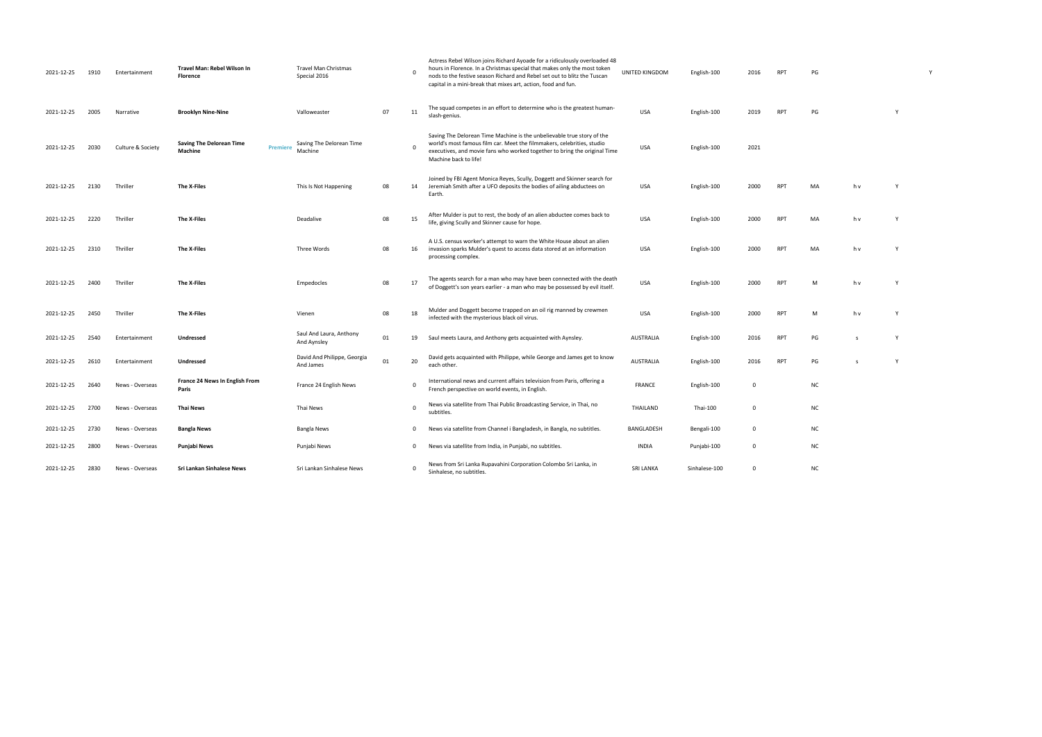| | | | | | | | | | | | | | | | | |
|---|---|---|---|---|---|---|---|---|---|---|---|---|---|---|---|---|
| 2021-12-25 | 1910 | Entertainment | **Travel Man: Rebel Wilson In Florence** | | Travel Man Christmas Special 2016 | | 0 | Actress Rebel Wilson joins Richard Ayoade for a ridiculously overloaded 48 hours in Florence. In a Christmas special that makes only the most token nods to the festive season Richard and Rebel set out to blitz the Tuscan capital in a mini-break that mixes art, action, food and fun. | UNITED KINGDOM | English-100 | 2016 | RPT | PG | | | Y |
| 2021-12-25 | 2005 | Narrative | **Brooklyn Nine-Nine** | | Valloweaster | 07 | 11 | The squad competes in an effort to determine who is the greatest human-slash-genius. | USA | English-100 | 2019 | RPT | PG | | Y | |
| 2021-12-25 | 2030 | Culture & Society | **Saving The Delorean Time Machine** | Premiere | Saving The Delorean Time Machine | | 0 | Saving The Delorean Time Machine is the unbelievable true story of the world's most famous film car. Meet the filmmakers, celebrities, studio executives, and movie fans who worked together to bring the original Time Machine back to life! | USA | English-100 | 2021 | | | | | |
| 2021-12-25 | 2130 | Thriller | **The X-Files** | | This Is Not Happening | 08 | 14 | Joined by FBI Agent Monica Reyes, Scully, Doggett and Skinner search for Jeremiah Smith after a UFO deposits the bodies of ailing abductees on Earth. | USA | English-100 | 2000 | RPT | MA | h v | Y | |
| 2021-12-25 | 2220 | Thriller | **The X-Files** | | Deadalive | 08 | 15 | After Mulder is put to rest, the body of an alien abductee comes back to life, giving Scully and Skinner cause for hope. | USA | English-100 | 2000 | RPT | MA | h v | Y | |
| 2021-12-25 | 2310 | Thriller | **The X-Files** | | Three Words | 08 | 16 | A U.S. census worker's attempt to warn the White House about an alien invasion sparks Mulder's quest to access data stored at an information processing complex. | USA | English-100 | 2000 | RPT | MA | h v | Y | |
| 2021-12-25 | 2400 | Thriller | **The X-Files** | | Empedocles | 08 | 17 | The agents search for a man who may have been connected with the death of Doggett's son years earlier - a man who may be possessed by evil itself. | USA | English-100 | 2000 | RPT | M | h v | Y | |
| 2021-12-25 | 2450 | Thriller | **The X-Files** | | Vienen | 08 | 18 | Mulder and Doggett become trapped on an oil rig manned by crewmen infected with the mysterious black oil virus. | USA | English-100 | 2000 | RPT | M | h v | Y | |
| 2021-12-25 | 2540 | Entertainment | **Undressed** | | Saul And Laura, Anthony And Aynsley | 01 | 19 | Saul meets Laura, and Anthony gets acquainted with Aynsley. | AUSTRALIA | English-100 | 2016 | RPT | PG | s | Y | |
| 2021-12-25 | 2610 | Entertainment | **Undressed** | | David And Philippe, Georgia And James | 01 | 20 | David gets acquainted with Philippe, while George and James get to know each other. | AUSTRALIA | English-100 | 2016 | RPT | PG | s | Y | |
| 2021-12-25 | 2640 | News - Overseas | **France 24 News In English From Paris** | | France 24 English News | | 0 | International news and current affairs television from Paris, offering a French perspective on world events, in English. | FRANCE | English-100 | 0 | | NC | | | |
| 2021-12-25 | 2700 | News - Overseas | **Thai News** | | Thai News | | 0 | News via satellite from Thai Public Broadcasting Service, in Thai, no subtitles. | THAILAND | Thai-100 | 0 | | NC | | | |
| 2021-12-25 | 2730 | News - Overseas | **Bangla News** | | Bangla News | | 0 | News via satellite from Channel i Bangladesh, in Bangla, no subtitles. | BANGLADESH | Bengali-100 | 0 | | NC | | | |
| 2021-12-25 | 2800 | News - Overseas | **Punjabi News** | | Punjabi News | | 0 | News via satellite from India, in Punjabi, no subtitles. | INDIA | Punjabi-100 | 0 | | NC | | | |
| 2021-12-25 | 2830 | News - Overseas | **Sri Lankan Sinhalese News** | | Sri Lankan Sinhalese News | | 0 | News from Sri Lanka Rupavahini Corporation Colombo Sri Lanka, in Sinhalese, no subtitles. | SRI LANKA | Sinhalese-100 | 0 | | NC | | | |